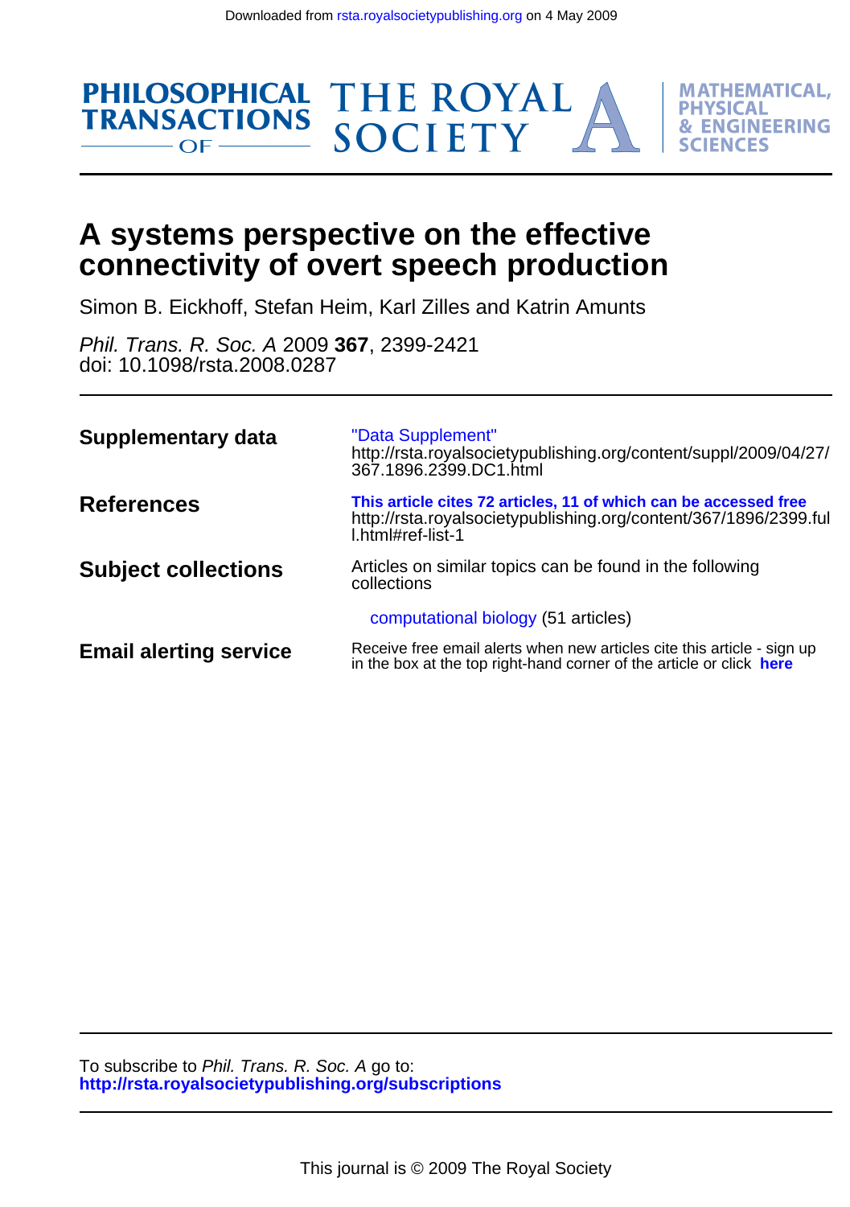Downloaded from rsta.royalsocietypublishing.org on 4 May 2009

PHILOSOPHICAL TRANSACTIONS OF THE ROYAL SOCIETY A — MATHEMATICAL, PHYSICAL & ENGINEERING SCIENCES

# A systems perspective on the effective connectivity of overt speech production

Simon B. Eickhoff, Stefan Heim, Karl Zilles and Katrin Amunts

*Phil. Trans. R. Soc. A* 2009 **367**, 2399-2421
doi: 10.1098/rsta.2008.0287

| | |
|---|---|
| **Supplementary data** | "Data Supplement" http://rsta.royalsocietypublishing.org/content/suppl/2009/04/27/367.1896.2399.DC1.html |
| **References** | **This article cites 72 articles, 11 of which can be accessed free** http://rsta.royalsocietypublishing.org/content/367/1896/2399.full.html#ref-list-1 |
| **Subject collections** | Articles on similar topics can be found in the following collections<br>computational biology (51 articles) |
| **Email alerting service** | Receive free email alerts when new articles cite this article - sign up in the box at the top right-hand corner of the article or click **here** |

To subscribe to *Phil. Trans. R. Soc. A* go to:
**http://rsta.royalsocietypublishing.org/subscriptions**

This journal is © 2009 The Royal Society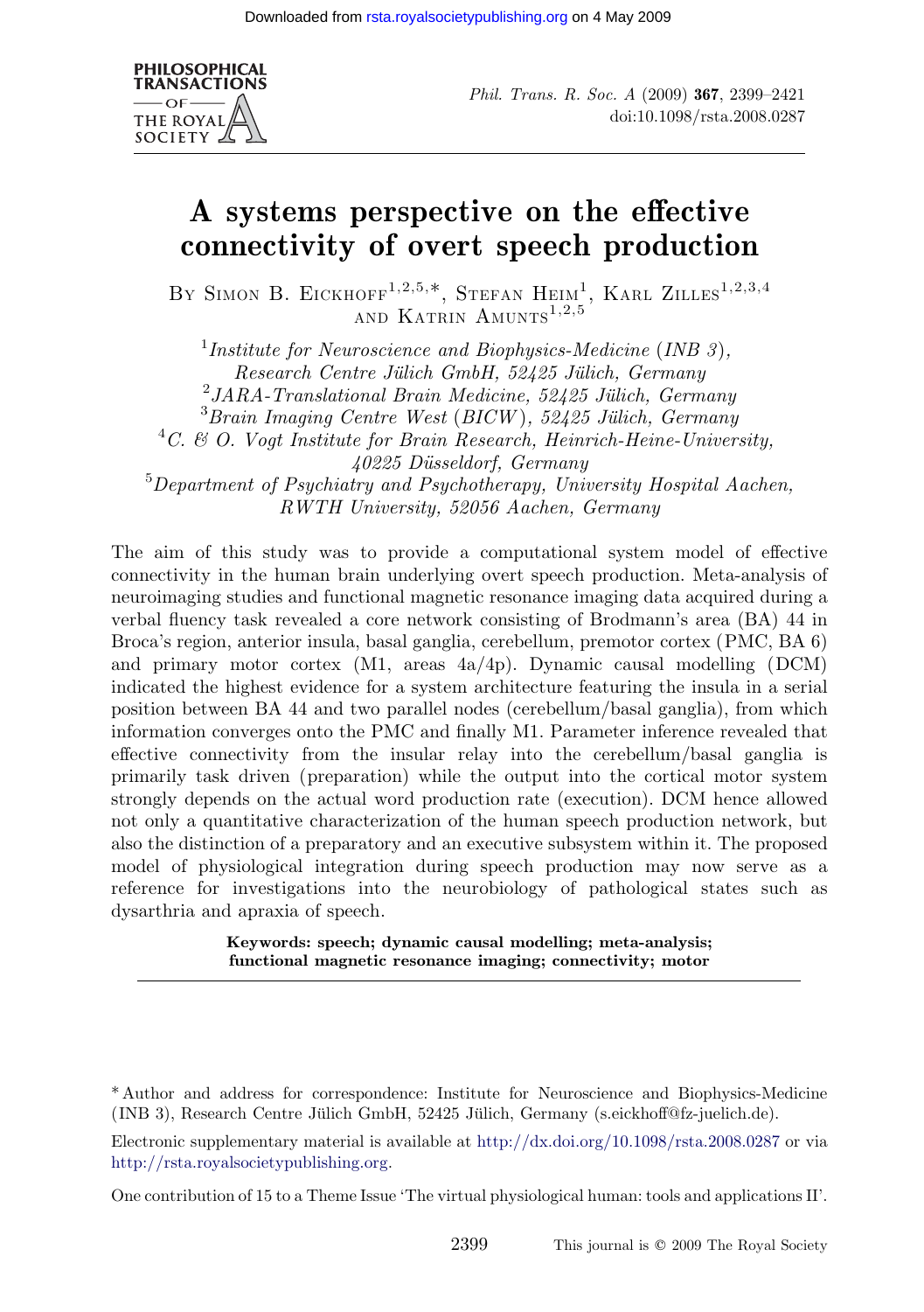# A systems perspective on the effective connectivity of overt speech production

By Simon B. Eickhoff[1,2,5,*], Stefan Heim[1], Karl Zilles[1,2,3,4] and Katrin Amunts[1,2,5]

[1] *Institute for Neuroscience and Biophysics-Medicine (INB 3), Research Centre Jülich GmbH, 52425 Jülich, Germany*
[2] *JARA-Translational Brain Medicine, 52425 Jülich, Germany*
[3] *Brain Imaging Centre West (BICW), 52425 Jülich, Germany*
[4] *C. & O. Vogt Institute for Brain Research, Heinrich-Heine-University, 40225 Düsseldorf, Germany*
[5] *Department of Psychiatry and Psychotherapy, University Hospital Aachen, RWTH University, 52056 Aachen, Germany*

The aim of this study was to provide a computational system model of effective connectivity in the human brain underlying overt speech production. Meta-analysis of neuroimaging studies and functional magnetic resonance imaging data acquired during a verbal fluency task revealed a core network consisting of Brodmann's area (BA) 44 in Broca's region, anterior insula, basal ganglia, cerebellum, premotor cortex (PMC, BA 6) and primary motor cortex (M1, areas 4a/4p). Dynamic causal modelling (DCM) indicated the highest evidence for a system architecture featuring the insula in a serial position between BA 44 and two parallel nodes (cerebellum/basal ganglia), from which information converges onto the PMC and finally M1. Parameter inference revealed that effective connectivity from the insular relay into the cerebellum/basal ganglia is primarily task driven (preparation) while the output into the cortical motor system strongly depends on the actual word production rate (execution). DCM hence allowed not only a quantitative characterization of the human speech production network, but also the distinction of a preparatory and an executive subsystem within it. The proposed model of physiological integration during speech production may now serve as a reference for investigations into the neurobiology of pathological states such as dysarthria and apraxia of speech.

**Keywords: speech; dynamic causal modelling; meta-analysis; functional magnetic resonance imaging; connectivity; motor**

---

\* Author and address for correspondence: Institute for Neuroscience and Biophysics-Medicine (INB 3), Research Centre Jülich GmbH, 52425 Jülich, Germany (s.eickhoff@fz-juelich.de).

Electronic supplementary material is available at http://dx.doi.org/10.1098/rsta.2008.0287 or via http://rsta.royalsocietypublishing.org.

One contribution of 15 to a Theme Issue 'The virtual physiological human: tools and applications II'.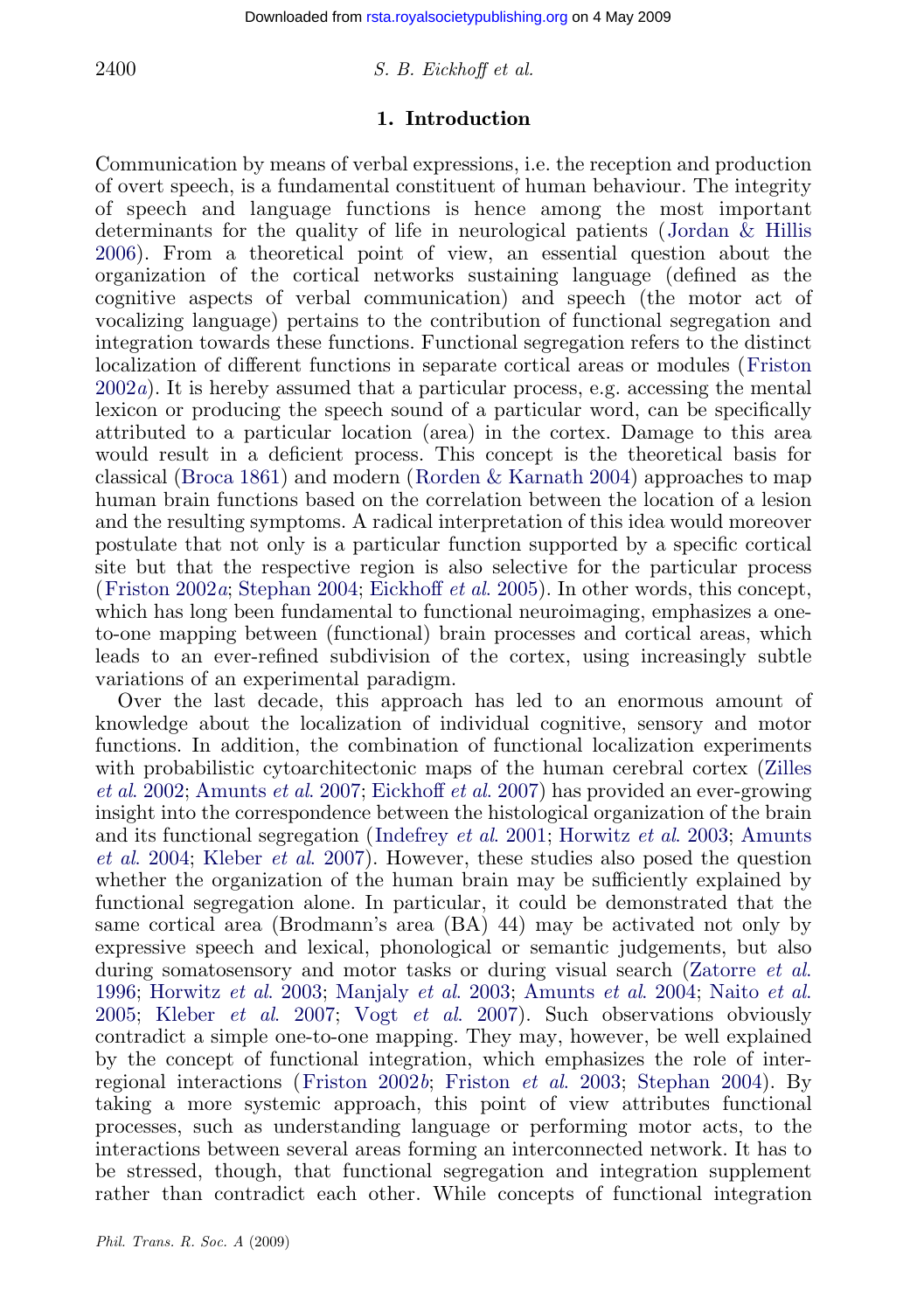## 1. Introduction

Communication by means of verbal expressions, i.e. the reception and production of overt speech, is a fundamental constituent of human behaviour. The integrity of speech and language functions is hence among the most important determinants for the quality of life in neurological patients (Jordan & Hillis 2006). From a theoretical point of view, an essential question about the organization of the cortical networks sustaining language (defined as the cognitive aspects of verbal communication) and speech (the motor act of vocalizing language) pertains to the contribution of functional segregation and integration towards these functions. Functional segregation refers to the distinct localization of different functions in separate cortical areas or modules (Friston 2002*a*). It is hereby assumed that a particular process, e.g. accessing the mental lexicon or producing the speech sound of a particular word, can be specifically attributed to a particular location (area) in the cortex. Damage to this area would result in a deficient process. This concept is the theoretical basis for classical (Broca 1861) and modern (Rorden & Karnath 2004) approaches to map human brain functions based on the correlation between the location of a lesion and the resulting symptoms. A radical interpretation of this idea would moreover postulate that not only is a particular function supported by a specific cortical site but that the respective region is also selective for the particular process (Friston 2002*a*; Stephan 2004; Eickhoff *et al.* 2005). In other words, this concept, which has long been fundamental to functional neuroimaging, emphasizes a one-to-one mapping between (functional) brain processes and cortical areas, which leads to an ever-refined subdivision of the cortex, using increasingly subtle variations of an experimental paradigm.

Over the last decade, this approach has led to an enormous amount of knowledge about the localization of individual cognitive, sensory and motor functions. In addition, the combination of functional localization experiments with probabilistic cytoarchitectonic maps of the human cerebral cortex (Zilles *et al.* 2002; Amunts *et al.* 2007; Eickhoff *et al.* 2007) has provided an ever-growing insight into the correspondence between the histological organization of the brain and its functional segregation (Indefrey *et al.* 2001; Horwitz *et al.* 2003; Amunts *et al.* 2004; Kleber *et al.* 2007). However, these studies also posed the question whether the organization of the human brain may be sufficiently explained by functional segregation alone. In particular, it could be demonstrated that the same cortical area (Brodmann's area (BA) 44) may be activated not only by expressive speech and lexical, phonological or semantic judgements, but also during somatosensory and motor tasks or during visual search (Zatorre *et al.* 1996; Horwitz *et al.* 2003; Manjaly *et al.* 2003; Amunts *et al.* 2004; Naito *et al.* 2005; Kleber *et al.* 2007; Vogt *et al.* 2007). Such observations obviously contradict a simple one-to-one mapping. They may, however, be well explained by the concept of functional integration, which emphasizes the role of inter-regional interactions (Friston 2002*b*; Friston *et al.* 2003; Stephan 2004). By taking a more systemic approach, this point of view attributes functional processes, such as understanding language or performing motor acts, to the interactions between several areas forming an interconnected network. It has to be stressed, though, that functional segregation and integration supplement rather than contradict each other. While concepts of functional integration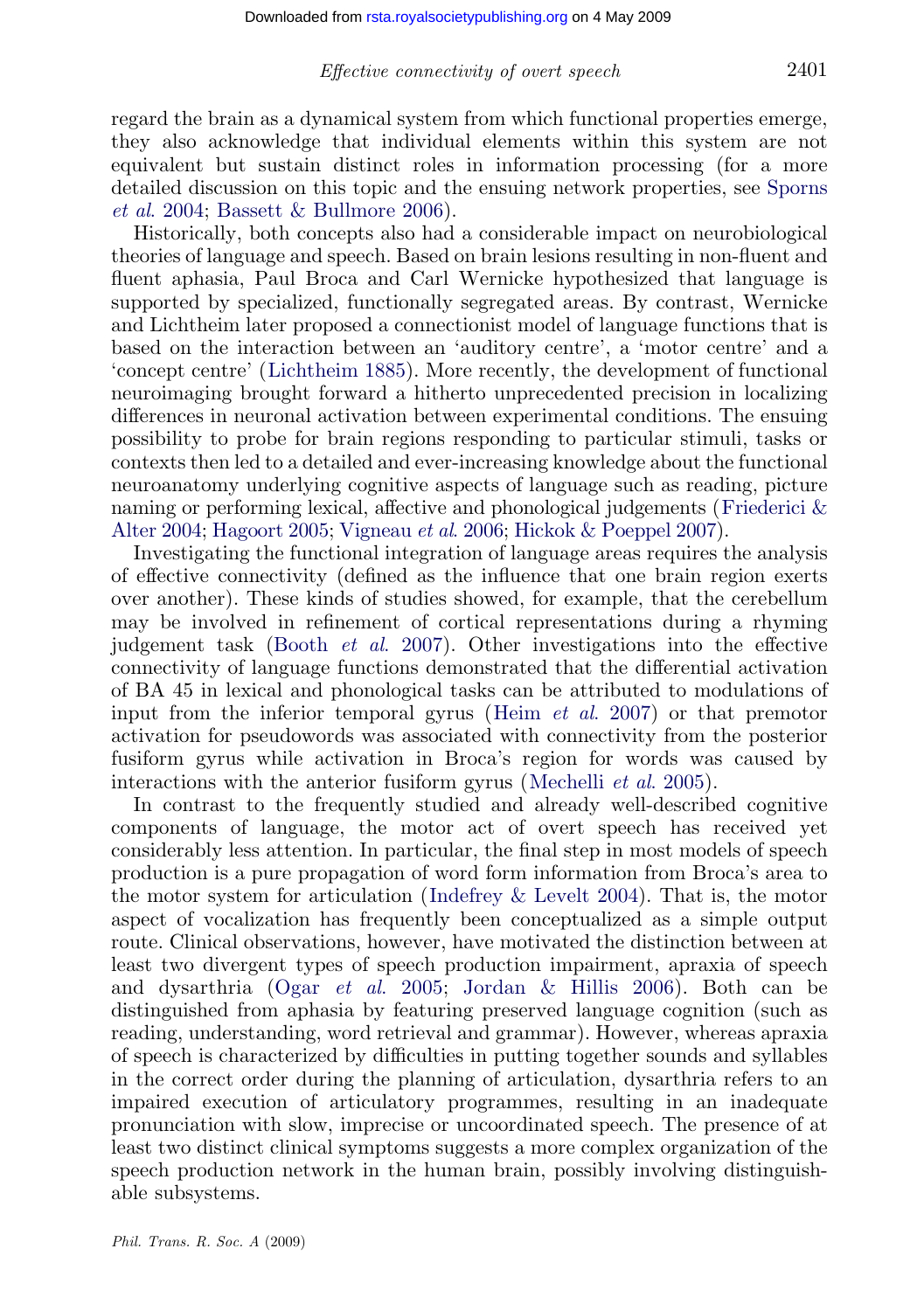regard the brain as a dynamical system from which functional properties emerge, they also acknowledge that individual elements within this system are not equivalent but sustain distinct roles in information processing (for a more detailed discussion on this topic and the ensuing network properties, see Sporns *et al.* 2004; Bassett & Bullmore 2006).

Historically, both concepts also had a considerable impact on neurobiological theories of language and speech. Based on brain lesions resulting in non-fluent and fluent aphasia, Paul Broca and Carl Wernicke hypothesized that language is supported by specialized, functionally segregated areas. By contrast, Wernicke and Lichtheim later proposed a connectionist model of language functions that is based on the interaction between an 'auditory centre', a 'motor centre' and a 'concept centre' (Lichtheim 1885). More recently, the development of functional neuroimaging brought forward a hitherto unprecedented precision in localizing differences in neuronal activation between experimental conditions. The ensuing possibility to probe for brain regions responding to particular stimuli, tasks or contexts then led to a detailed and ever-increasing knowledge about the functional neuroanatomy underlying cognitive aspects of language such as reading, picture naming or performing lexical, affective and phonological judgements (Friederici & Alter 2004; Hagoort 2005; Vigneau *et al.* 2006; Hickok & Poeppel 2007).

Investigating the functional integration of language areas requires the analysis of effective connectivity (defined as the influence that one brain region exerts over another). These kinds of studies showed, for example, that the cerebellum may be involved in refinement of cortical representations during a rhyming judgement task (Booth *et al.* 2007). Other investigations into the effective connectivity of language functions demonstrated that the differential activation of BA 45 in lexical and phonological tasks can be attributed to modulations of input from the inferior temporal gyrus (Heim *et al.* 2007) or that premotor activation for pseudowords was associated with connectivity from the posterior fusiform gyrus while activation in Broca's region for words was caused by interactions with the anterior fusiform gyrus (Mechelli *et al.* 2005).

In contrast to the frequently studied and already well-described cognitive components of language, the motor act of overt speech has received yet considerably less attention. In particular, the final step in most models of speech production is a pure propagation of word form information from Broca's area to the motor system for articulation (Indefrey & Levelt 2004). That is, the motor aspect of vocalization has frequently been conceptualized as a simple output route. Clinical observations, however, have motivated the distinction between at least two divergent types of speech production impairment, apraxia of speech and dysarthria (Ogar *et al.* 2005; Jordan & Hillis 2006). Both can be distinguished from aphasia by featuring preserved language cognition (such as reading, understanding, word retrieval and grammar). However, whereas apraxia of speech is characterized by difficulties in putting together sounds and syllables in the correct order during the planning of articulation, dysarthria refers to an impaired execution of articulatory programmes, resulting in an inadequate pronunciation with slow, imprecise or uncoordinated speech. The presence of at least two distinct clinical symptoms suggests a more complex organization of the speech production network in the human brain, possibly involving distinguishable subsystems.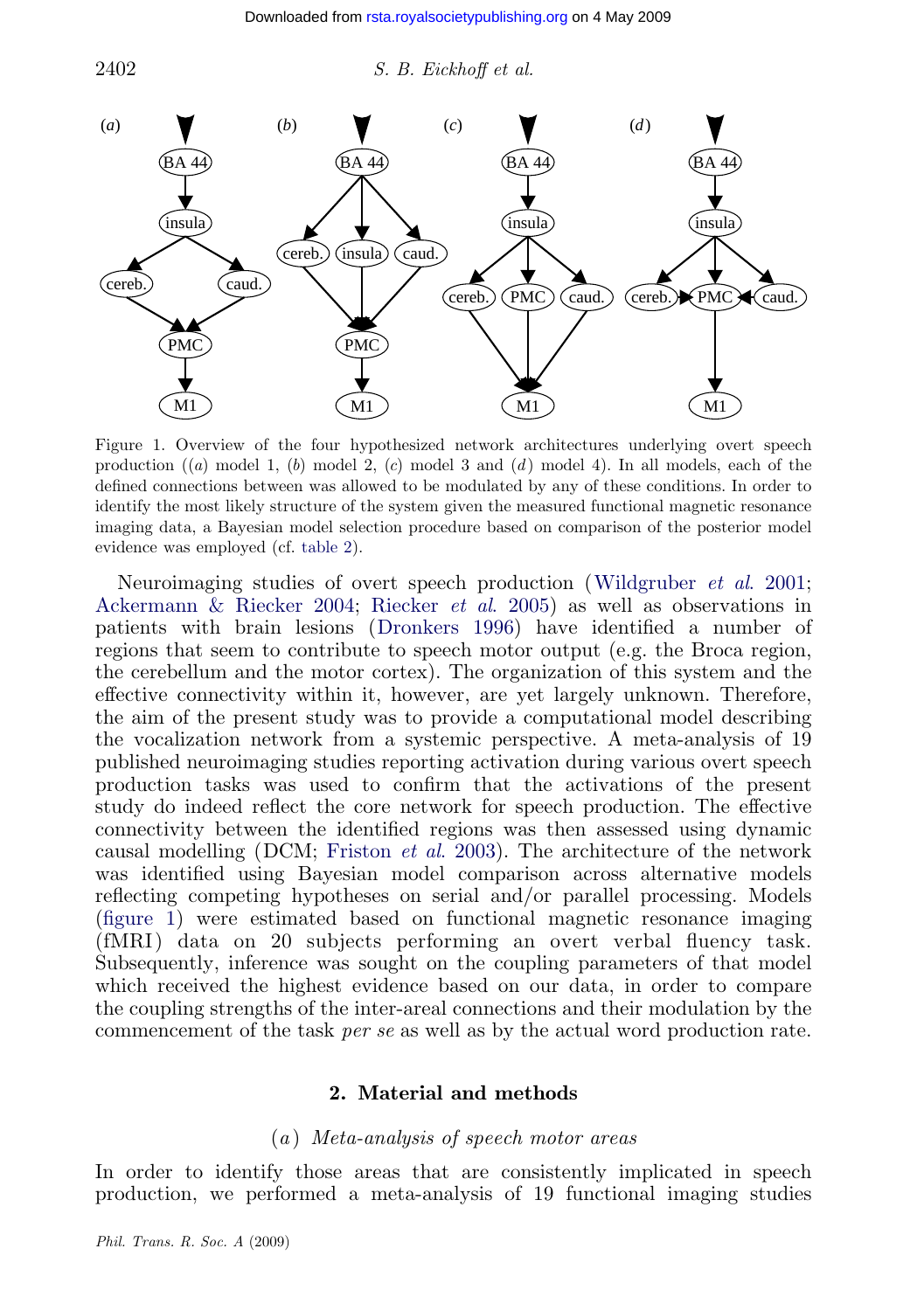Figure 1. Overview of the four hypothesized network architectures underlying overt speech production ((*a*) model 1, (*b*) model 2, (*c*) model 3 and (*d*) model 4). In all models, each of the defined connections between was allowed to be modulated by any of these conditions. In order to identify the most likely structure of the system given the measured functional magnetic resonance imaging data, a Bayesian model selection procedure based on comparison of the posterior model evidence was employed (cf. table 2).

Neuroimaging studies of overt speech production (Wildgruber *et al.* 2001; Ackermann & Riecker 2004; Riecker *et al.* 2005) as well as observations in patients with brain lesions (Dronkers 1996) have identified a number of regions that seem to contribute to speech motor output (e.g. the Broca region, the cerebellum and the motor cortex). The organization of this system and the effective connectivity within it, however, are yet largely unknown. Therefore, the aim of the present study was to provide a computational model describing the vocalization network from a systemic perspective. A meta-analysis of 19 published neuroimaging studies reporting activation during various overt speech production tasks was used to confirm that the activations of the present study do indeed reflect the core network for speech production. The effective connectivity between the identified regions was then assessed using dynamic causal modelling (DCM; Friston *et al.* 2003). The architecture of the network was identified using Bayesian model comparison across alternative models reflecting competing hypotheses on serial and/or parallel processing. Models (figure 1) were estimated based on functional magnetic resonance imaging (fMRI) data on 20 subjects performing an overt verbal fluency task. Subsequently, inference was sought on the coupling parameters of that model which received the highest evidence based on our data, in order to compare the coupling strengths of the inter-areal connections and their modulation by the commencement of the task *per se* as well as by the actual word production rate.

## 2. Material and methods

### (*a*) *Meta-analysis of speech motor areas*

In order to identify those areas that are consistently implicated in speech production, we performed a meta-analysis of 19 functional imaging studies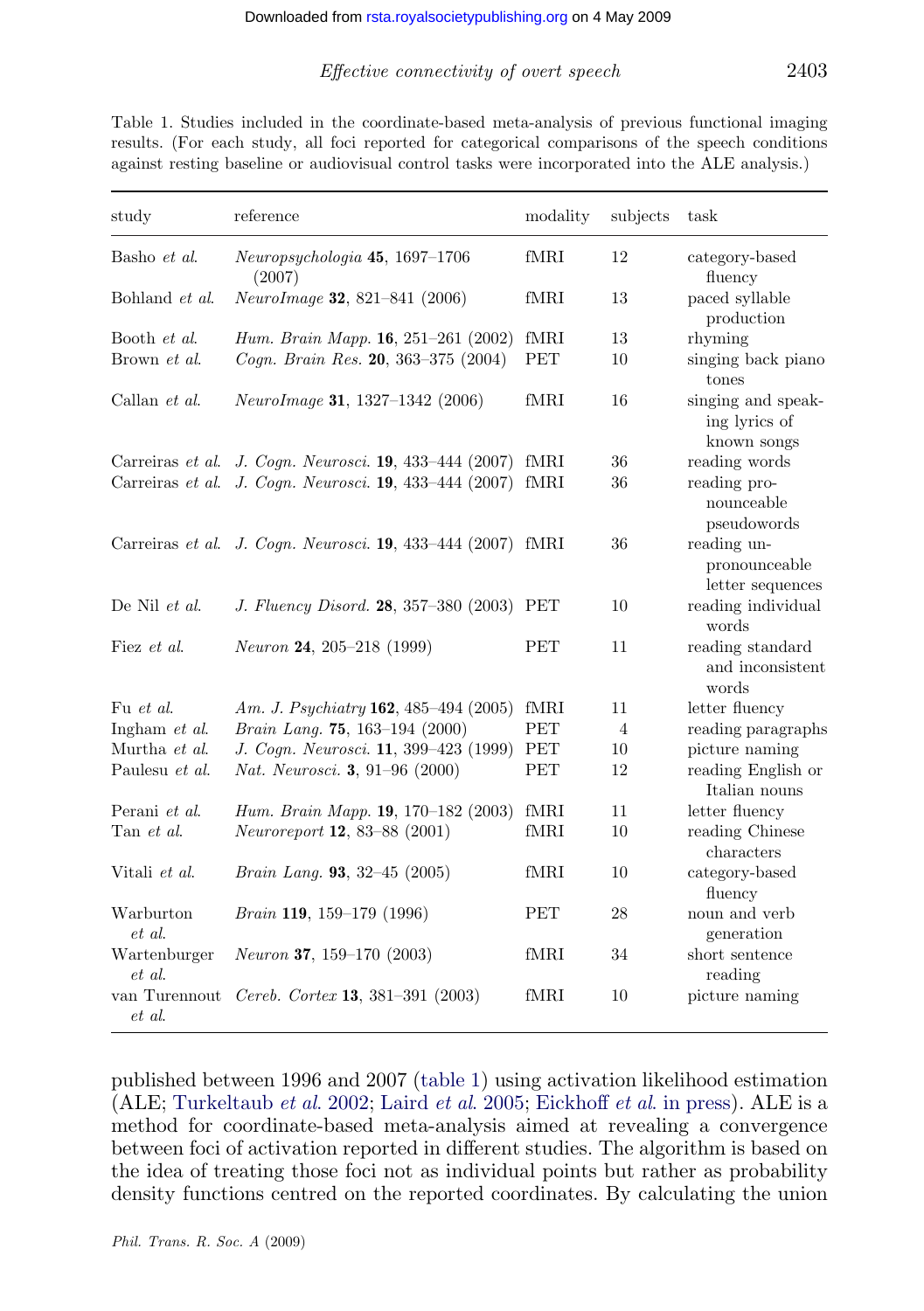Table 1. Studies included in the coordinate-based meta-analysis of previous functional imaging results. (For each study, all foci reported for categorical comparisons of the speech conditions against resting baseline or audiovisual control tasks were incorporated into the ALE analysis.)

| study | reference | modality | subjects | task |
|---|---|---|---|---|
| Basho *et al.* | *Neuropsychologia* **45**, 1697–1706 (2007) | fMRI | 12 | category-based fluency |
| Bohland *et al.* | *NeuroImage* **32**, 821–841 (2006) | fMRI | 13 | paced syllable production |
| Booth *et al.* | *Hum. Brain Mapp.* **16**, 251–261 (2002) | fMRI | 13 | rhyming |
| Brown *et al.* | *Cogn. Brain Res.* **20**, 363–375 (2004) | PET | 10 | singing back piano tones |
| Callan *et al.* | *NeuroImage* **31**, 1327–1342 (2006) | fMRI | 16 | singing and speaking lyrics of known songs |
| Carreiras *et al.* | *J. Cogn. Neurosci.* **19**, 433–444 (2007) | fMRI | 36 | reading words |
| Carreiras *et al.* | *J. Cogn. Neurosci.* **19**, 433–444 (2007) | fMRI | 36 | reading pronounceable pseudowords |
| Carreiras *et al.* | *J. Cogn. Neurosci.* **19**, 433–444 (2007) | fMRI | 36 | reading unpronounceable letter sequences |
| De Nil *et al.* | *J. Fluency Disord.* **28**, 357–380 (2003) | PET | 10 | reading individual words |
| Fiez *et al.* | *Neuron* **24**, 205–218 (1999) | PET | 11 | reading standard and inconsistent words |
| Fu *et al.* | *Am. J. Psychiatry* **162**, 485–494 (2005) | fMRI | 11 | letter fluency |
| Ingham *et al.* | *Brain Lang.* **75**, 163–194 (2000) | PET | 4 | reading paragraphs |
| Murtha *et al.* | *J. Cogn. Neurosci.* **11**, 399–423 (1999) | PET | 10 | picture naming |
| Paulesu *et al.* | *Nat. Neurosci.* **3**, 91–96 (2000) | PET | 12 | reading English or Italian nouns |
| Perani *et al.* | *Hum. Brain Mapp.* **19**, 170–182 (2003) | fMRI | 11 | letter fluency |
| Tan *et al.* | *Neuroreport* **12**, 83–88 (2001) | fMRI | 10 | reading Chinese characters |
| Vitali *et al.* | *Brain Lang.* **93**, 32–45 (2005) | fMRI | 10 | category-based fluency |
| Warburton *et al.* | *Brain* **119**, 159–179 (1996) | PET | 28 | noun and verb generation |
| Wartenburger *et al.* | *Neuron* **37**, 159–170 (2003) | fMRI | 34 | short sentence reading |
| van Turennout *et al.* | *Cereb. Cortex* **13**, 381–391 (2003) | fMRI | 10 | picture naming |

published between 1996 and 2007 (table 1) using activation likelihood estimation (ALE; Turkeltaub *et al.* 2002; Laird *et al.* 2005; Eickhoff *et al.* in press). ALE is a method for coordinate-based meta-analysis aimed at revealing a convergence between foci of activation reported in different studies. The algorithm is based on the idea of treating those foci not as individual points but rather as probability density functions centred on the reported coordinates. By calculating the union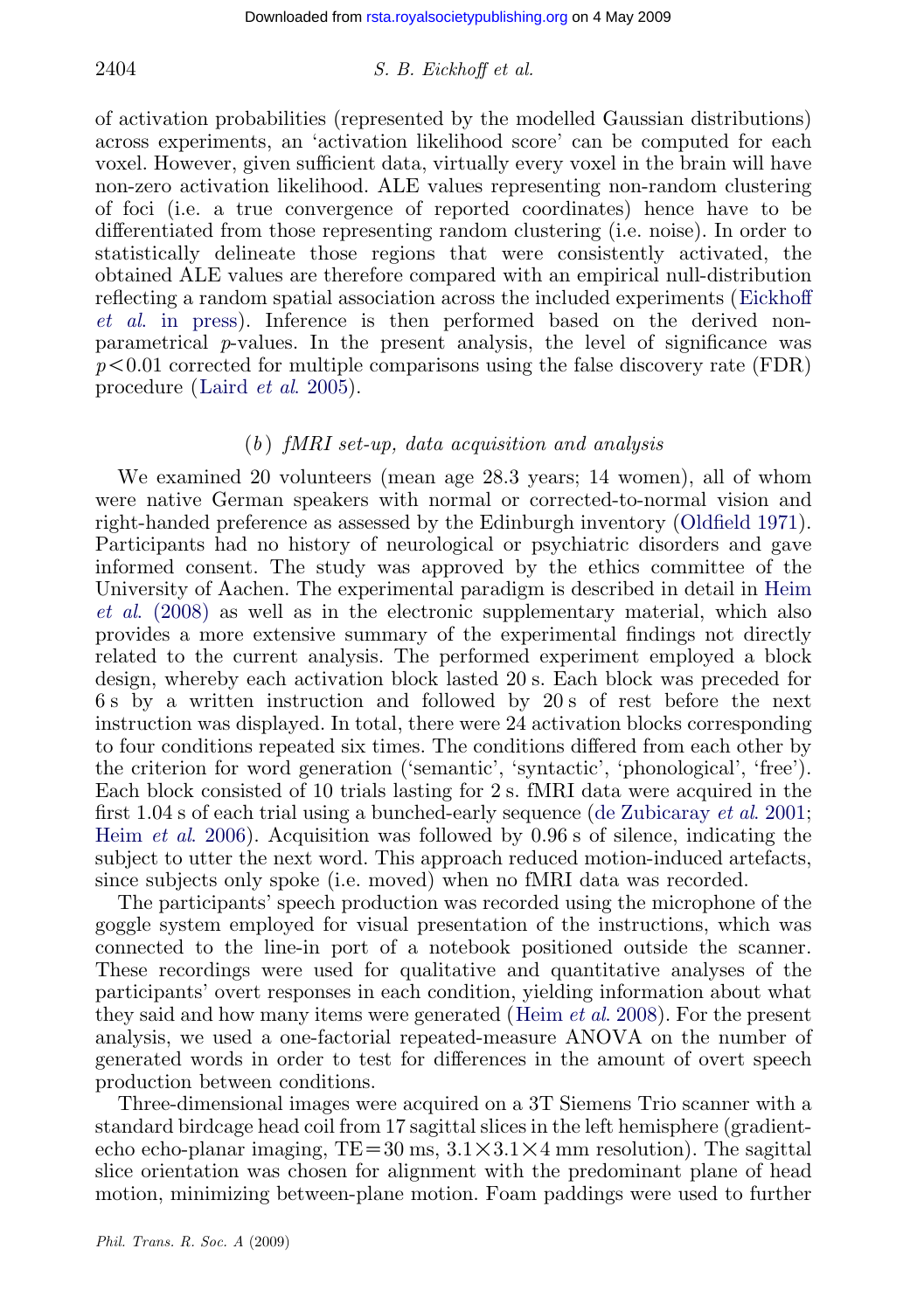of activation probabilities (represented by the modelled Gaussian distributions) across experiments, an 'activation likelihood score' can be computed for each voxel. However, given sufficient data, virtually every voxel in the brain will have non-zero activation likelihood. ALE values representing non-random clustering of foci (i.e. a true convergence of reported coordinates) hence have to be differentiated from those representing random clustering (i.e. noise). In order to statistically delineate those regions that were consistently activated, the obtained ALE values are therefore compared with an empirical null-distribution reflecting a random spatial association across the included experiments (Eickhoff *et al.* in press). Inference is then performed based on the derived non-parametrical *p*-values. In the present analysis, the level of significance was $p<0.01$ corrected for multiple comparisons using the false discovery rate (FDR) procedure (Laird *et al.* 2005).

### (*b*) *fMRI set-up, data acquisition and analysis*

We examined 20 volunteers (mean age 28.3 years; 14 women), all of whom were native German speakers with normal or corrected-to-normal vision and right-handed preference as assessed by the Edinburgh inventory (Oldfield 1971). Participants had no history of neurological or psychiatric disorders and gave informed consent. The study was approved by the ethics committee of the University of Aachen. The experimental paradigm is described in detail in Heim *et al.* (2008) as well as in the electronic supplementary material, which also provides a more extensive summary of the experimental findings not directly related to the current analysis. The performed experiment employed a block design, whereby each activation block lasted 20 s. Each block was preceded for 6 s by a written instruction and followed by 20 s of rest before the next instruction was displayed. In total, there were 24 activation blocks corresponding to four conditions repeated six times. The conditions differed from each other by the criterion for word generation ('semantic', 'syntactic', 'phonological', 'free'). Each block consisted of 10 trials lasting for 2 s. fMRI data were acquired in the first 1.04 s of each trial using a bunched-early sequence (de Zubicaray *et al.* 2001; Heim *et al.* 2006). Acquisition was followed by 0.96 s of silence, indicating the subject to utter the next word. This approach reduced motion-induced artefacts, since subjects only spoke (i.e. moved) when no fMRI data was recorded.

The participants' speech production was recorded using the microphone of the goggle system employed for visual presentation of the instructions, which was connected to the line-in port of a notebook positioned outside the scanner. These recordings were used for qualitative and quantitative analyses of the participants' overt responses in each condition, yielding information about what they said and how many items were generated (Heim *et al.* 2008). For the present analysis, we used a one-factorial repeated-measure ANOVA on the number of generated words in order to test for differences in the amount of overt speech production between conditions.

Three-dimensional images were acquired on a 3T Siemens Trio scanner with a standard birdcage head coil from 17 sagittal slices in the left hemisphere (gradient-echo echo-planar imaging, TE=30 ms, $3.1\times3.1\times4$ mm resolution). The sagittal slice orientation was chosen for alignment with the predominant plane of head motion, minimizing between-plane motion. Foam paddings were used to further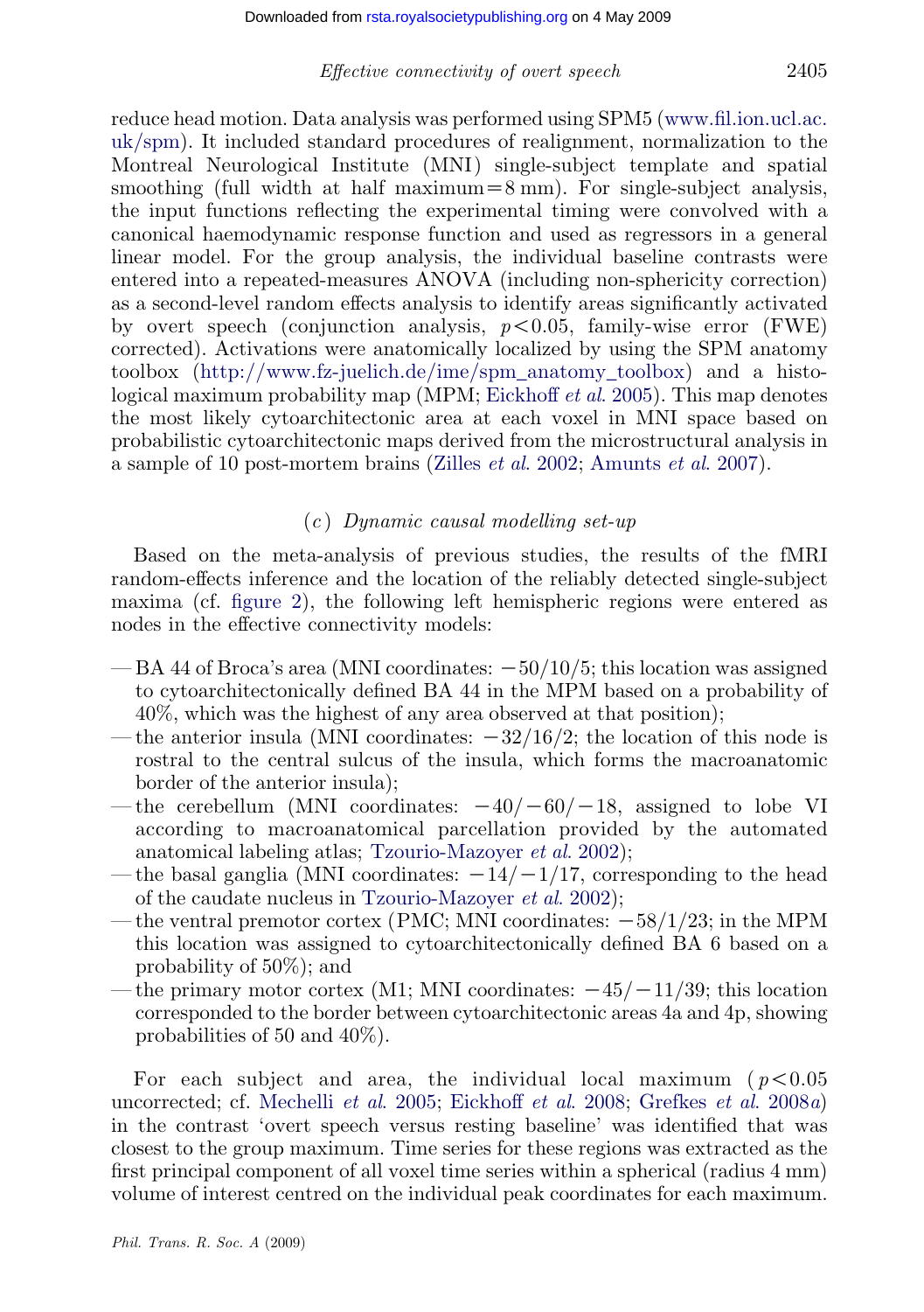reduce head motion. Data analysis was performed using SPM5 (www.fil.ion.ucl.ac.uk/spm). It included standard procedures of realignment, normalization to the Montreal Neurological Institute (MNI) single-subject template and spatial smoothing (full width at half maximum = 8 mm). For single-subject analysis, the input functions reflecting the experimental timing were convolved with a canonical haemodynamic response function and used as regressors in a general linear model. For the group analysis, the individual baseline contrasts were entered into a repeated-measures ANOVA (including non-sphericity correction) as a second-level random effects analysis to identify areas significantly activated by overt speech (conjunction analysis, $p<0.05$, family-wise error (FWE) corrected). Activations were anatomically localized by using the SPM anatomy toolbox (http://www.fz-juelich.de/ime/spm_anatomy_toolbox) and a histological maximum probability map (MPM; Eickhoff *et al.* 2005). This map denotes the most likely cytoarchitectonic area at each voxel in MNI space based on probabilistic cytoarchitectonic maps derived from the microstructural analysis in a sample of 10 post-mortem brains (Zilles *et al.* 2002; Amunts *et al.* 2007).

### (*c*) *Dynamic causal modelling set-up*

Based on the meta-analysis of previous studies, the results of the fMRI random-effects inference and the location of the reliably detected single-subject maxima (cf. figure 2), the following left hemispheric regions were entered as nodes in the effective connectivity models:

- BA 44 of Broca's area (MNI coordinates: −50/10/5; this location was assigned to cytoarchitectonically defined BA 44 in the MPM based on a probability of 40%, which was the highest of any area observed at that position);
- the anterior insula (MNI coordinates: −32/16/2; the location of this node is rostral to the central sulcus of the insula, which forms the macroanatomic border of the anterior insula);
- the cerebellum (MNI coordinates: −40/−60/−18, assigned to lobe VI according to macroanatomical parcellation provided by the automated anatomical labeling atlas; Tzourio-Mazoyer *et al.* 2002);
- the basal ganglia (MNI coordinates: −14/−1/17, corresponding to the head of the caudate nucleus in Tzourio-Mazoyer *et al.* 2002);
- the ventral premotor cortex (PMC; MNI coordinates: −58/1/23; in the MPM this location was assigned to cytoarchitectonically defined BA 6 based on a probability of 50%); and
- the primary motor cortex (M1; MNI coordinates: −45/−11/39; this location corresponded to the border between cytoarchitectonic areas 4a and 4p, showing probabilities of 50 and 40%).

For each subject and area, the individual local maximum ($p<0.05$ uncorrected; cf. Mechelli *et al.* 2005; Eickhoff *et al.* 2008; Grefkes *et al.* 2008*a*) in the contrast 'overt speech versus resting baseline' was identified that was closest to the group maximum. Time series for these regions was extracted as the first principal component of all voxel time series within a spherical (radius 4 mm) volume of interest centred on the individual peak coordinates for each maximum.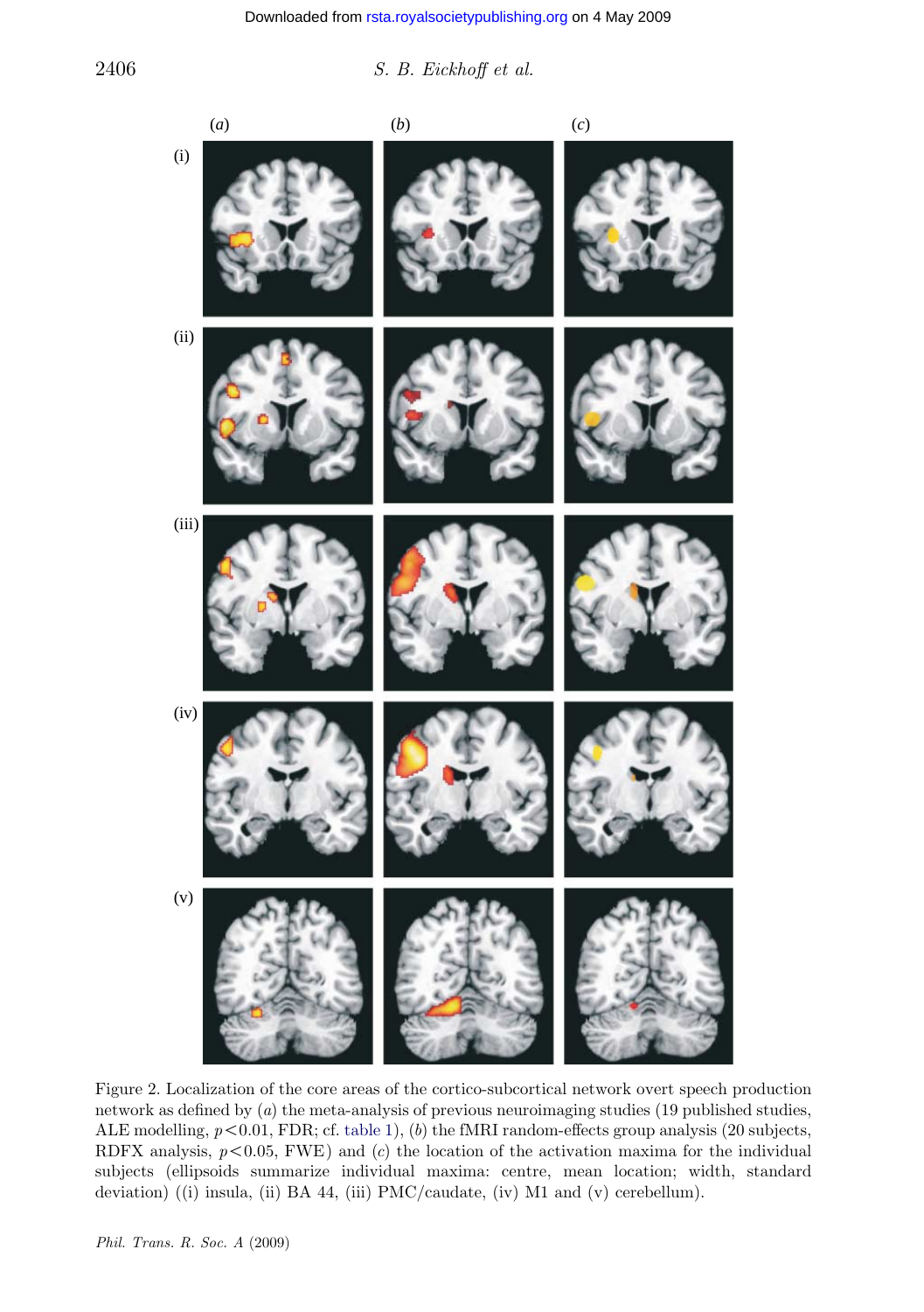Figure 2. Localization of the core areas of the cortico-subcortical network overt speech production network as defined by (*a*) the meta-analysis of previous neuroimaging studies (19 published studies, ALE modelling, $p<0.01$, FDR; cf. table 1), (*b*) the fMRI random-effects group analysis (20 subjects, RDFX analysis, $p<0.05$, FWE) and (*c*) the location of the activation maxima for the individual subjects (ellipsoids summarize individual maxima: centre, mean location; width, standard deviation) ((i) insula, (ii) BA 44, (iii) PMC/caudate, (iv) M1 and (v) cerebellum).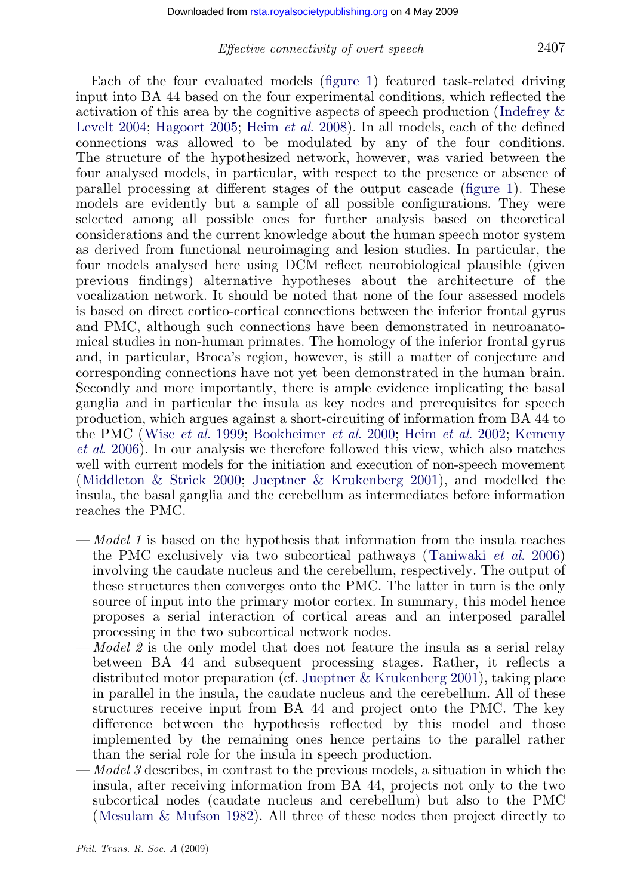Each of the four evaluated models (figure 1) featured task-related driving input into BA 44 based on the four experimental conditions, which reflected the activation of this area by the cognitive aspects of speech production (Indefrey & Levelt 2004; Hagoort 2005; Heim *et al.* 2008). In all models, each of the defined connections was allowed to be modulated by any of the four conditions. The structure of the hypothesized network, however, was varied between the four analysed models, in particular, with respect to the presence or absence of parallel processing at different stages of the output cascade (figure 1). These models are evidently but a sample of all possible configurations. They were selected among all possible ones for further analysis based on theoretical considerations and the current knowledge about the human speech motor system as derived from functional neuroimaging and lesion studies. In particular, the four models analysed here using DCM reflect neurobiological plausible (given previous findings) alternative hypotheses about the architecture of the vocalization network. It should be noted that none of the four assessed models is based on direct cortico-cortical connections between the inferior frontal gyrus and PMC, although such connections have been demonstrated in neuroanatomical studies in non-human primates. The homology of the inferior frontal gyrus and, in particular, Broca's region, however, is still a matter of conjecture and corresponding connections have not yet been demonstrated in the human brain. Secondly and more importantly, there is ample evidence implicating the basal ganglia and in particular the insula as key nodes and prerequisites for speech production, which argues against a short-circuiting of information from BA 44 to the PMC (Wise *et al.* 1999; Bookheimer *et al.* 2000; Heim *et al.* 2002; Kemeny *et al.* 2006). In our analysis we therefore followed this view, which also matches well with current models for the initiation and execution of non-speech movement (Middleton & Strick 2000; Jueptner & Krukenberg 2001), and modelled the insula, the basal ganglia and the cerebellum as intermediates before information reaches the PMC.

- *Model 1* is based on the hypothesis that information from the insula reaches the PMC exclusively via two subcortical pathways (Taniwaki *et al.* 2006) involving the caudate nucleus and the cerebellum, respectively. The output of these structures then converges onto the PMC. The latter in turn is the only source of input into the primary motor cortex. In summary, this model hence proposes a serial interaction of cortical areas and an interposed parallel processing in the two subcortical network nodes.
- *Model 2* is the only model that does not feature the insula as a serial relay between BA 44 and subsequent processing stages. Rather, it reflects a distributed motor preparation (cf. Jueptner & Krukenberg 2001), taking place in parallel in the insula, the caudate nucleus and the cerebellum. All of these structures receive input from BA 44 and project onto the PMC. The key difference between the hypothesis reflected by this model and those implemented by the remaining ones hence pertains to the parallel rather than the serial role for the insula in speech production.
- *Model 3* describes, in contrast to the previous models, a situation in which the insula, after receiving information from BA 44, projects not only to the two subcortical nodes (caudate nucleus and cerebellum) but also to the PMC (Mesulam & Mufson 1982). All three of these nodes then project directly to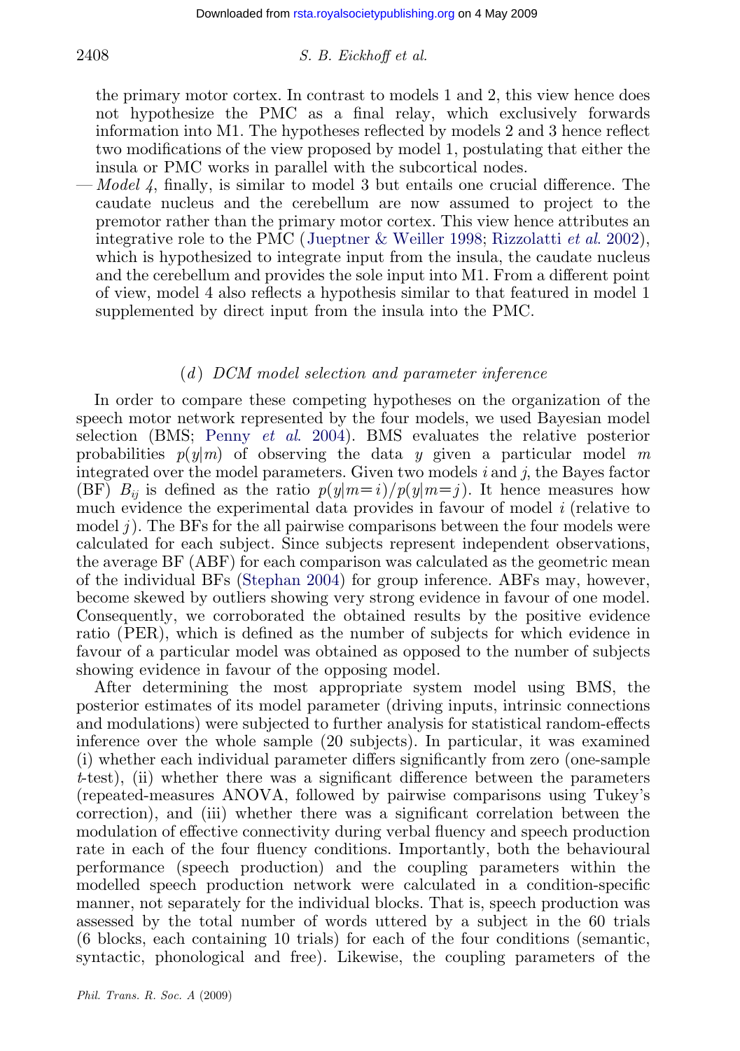the primary motor cortex. In contrast to models 1 and 2, this view hence does not hypothesize the PMC as a final relay, which exclusively forwards information into M1. The hypotheses reflected by models 2 and 3 hence reflect two modifications of the view proposed by model 1, postulating that either the insula or PMC works in parallel with the subcortical nodes.

— *Model 4*, finally, is similar to model 3 but entails one crucial difference. The caudate nucleus and the cerebellum are now assumed to project to the premotor rather than the primary motor cortex. This view hence attributes an integrative role to the PMC (Jueptner & Weiller 1998; Rizzolatti *et al.* 2002), which is hypothesized to integrate input from the insula, the caudate nucleus and the cerebellum and provides the sole input into M1. From a different point of view, model 4 also reflects a hypothesis similar to that featured in model 1 supplemented by direct input from the insula into the PMC.

### (*d*) *DCM model selection and parameter inference*

In order to compare these competing hypotheses on the organization of the speech motor network represented by the four models, we used Bayesian model selection (BMS; Penny *et al.* 2004). BMS evaluates the relative posterior probabilities $p(y|m)$ of observing the data $y$ given a particular model $m$ integrated over the model parameters. Given two models $i$ and $j$, the Bayes factor (BF) $B_{ij}$ is defined as the ratio $p(y|m=i)/p(y|m=j)$. It hence measures how much evidence the experimental data provides in favour of model $i$ (relative to model $j$). The BFs for the all pairwise comparisons between the four models were calculated for each subject. Since subjects represent independent observations, the average BF (ABF) for each comparison was calculated as the geometric mean of the individual BFs (Stephan 2004) for group inference. ABFs may, however, become skewed by outliers showing very strong evidence in favour of one model. Consequently, we corroborated the obtained results by the positive evidence ratio (PER), which is defined as the number of subjects for which evidence in favour of a particular model was obtained as opposed to the number of subjects showing evidence in favour of the opposing model.

After determining the most appropriate system model using BMS, the posterior estimates of its model parameter (driving inputs, intrinsic connections and modulations) were subjected to further analysis for statistical random-effects inference over the whole sample (20 subjects). In particular, it was examined (i) whether each individual parameter differs significantly from zero (one-sample $t$-test), (ii) whether there was a significant difference between the parameters (repeated-measures ANOVA, followed by pairwise comparisons using Tukey's correction), and (iii) whether there was a significant correlation between the modulation of effective connectivity during verbal fluency and speech production rate in each of the four fluency conditions. Importantly, both the behavioural performance (speech production) and the coupling parameters within the modelled speech production network were calculated in a condition-specific manner, not separately for the individual blocks. That is, speech production was assessed by the total number of words uttered by a subject in the 60 trials (6 blocks, each containing 10 trials) for each of the four conditions (semantic, syntactic, phonological and free). Likewise, the coupling parameters of the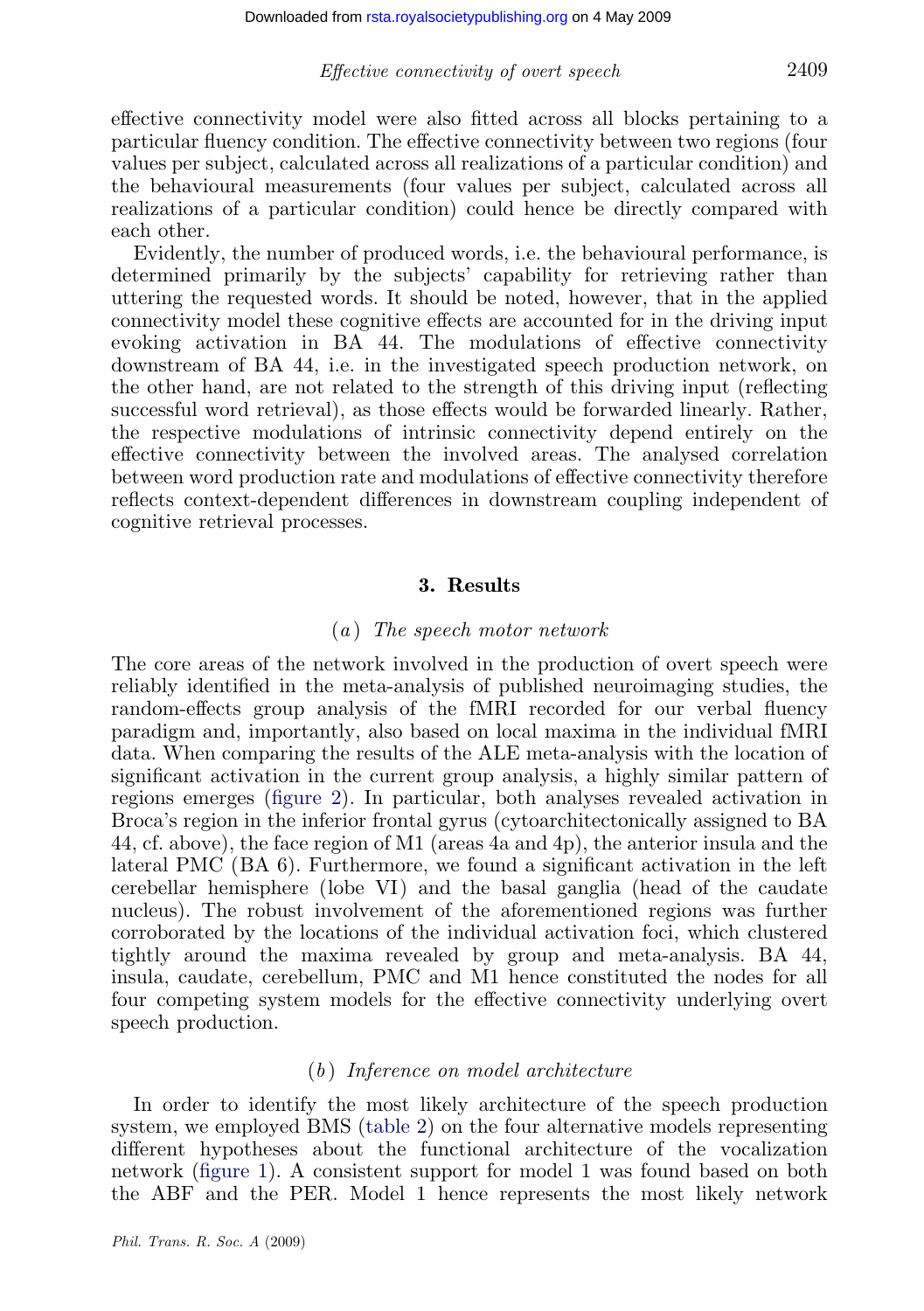effective connectivity model were also fitted across all blocks pertaining to a particular fluency condition. The effective connectivity between two regions (four values per subject, calculated across all realizations of a particular condition) and the behavioural measurements (four values per subject, calculated across all realizations of a particular condition) could hence be directly compared with each other.

Evidently, the number of produced words, i.e. the behavioural performance, is determined primarily by the subjects' capability for retrieving rather than uttering the requested words. It should be noted, however, that in the applied connectivity model these cognitive effects are accounted for in the driving input evoking activation in BA 44. The modulations of effective connectivity downstream of BA 44, i.e. in the investigated speech production network, on the other hand, are not related to the strength of this driving input (reflecting successful word retrieval), as those effects would be forwarded linearly. Rather, the respective modulations of intrinsic connectivity depend entirely on the effective connectivity between the involved areas. The analysed correlation between word production rate and modulations of effective connectivity therefore reflects context-dependent differences in downstream coupling independent of cognitive retrieval processes.

## 3. Results

### (a) *The speech motor network*

The core areas of the network involved in the production of overt speech were reliably identified in the meta-analysis of published neuroimaging studies, the random-effects group analysis of the fMRI recorded for our verbal fluency paradigm and, importantly, also based on local maxima in the individual fMRI data. When comparing the results of the ALE meta-analysis with the location of significant activation in the current group analysis, a highly similar pattern of regions emerges (figure 2). In particular, both analyses revealed activation in Broca's region in the inferior frontal gyrus (cytoarchitectonically assigned to BA 44, cf. above), the face region of M1 (areas 4a and 4p), the anterior insula and the lateral PMC (BA 6). Furthermore, we found a significant activation in the left cerebellar hemisphere (lobe VI) and the basal ganglia (head of the caudate nucleus). The robust involvement of the aforementioned regions was further corroborated by the locations of the individual activation foci, which clustered tightly around the maxima revealed by group and meta-analysis. BA 44, insula, caudate, cerebellum, PMC and M1 hence constituted the nodes for all four competing system models for the effective connectivity underlying overt speech production.

### (b) *Inference on model architecture*

In order to identify the most likely architecture of the speech production system, we employed BMS (table 2) on the four alternative models representing different hypotheses about the functional architecture of the vocalization network (figure 1). A consistent support for model 1 was found based on both the ABF and the PER. Model 1 hence represents the most likely network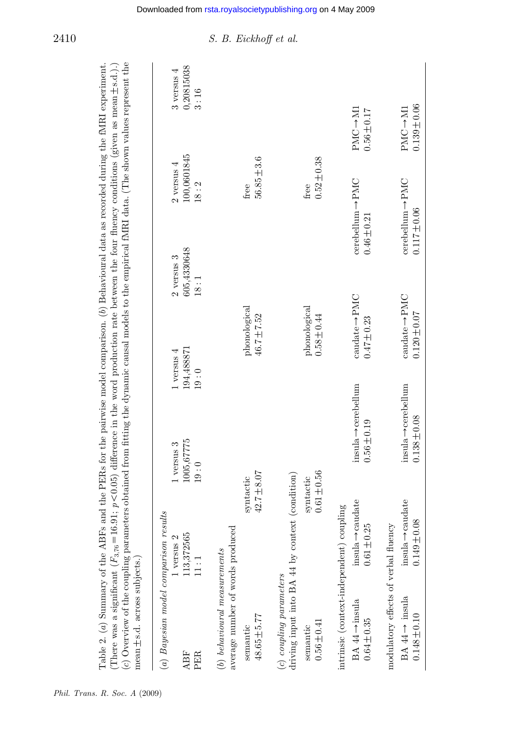Table 2. (*a*) Summary of the ABFs and the PERs for the pairwise model comparison. (*b*) Behavioural data as recorded during the fMRI experiment. (There was a significant ($F_{3,76}=16.91$; $p<0.05$) difference in the word production rate between the four fluency conditions (given as mean±s.d.).) (*c*) Overview of the coupling parameters obtained from fitting the dynamic causal models to the empirical fMRI data. (The shown values represent the mean±s.d. across subjects.)

(*a*) *Bayesian model comparison results*

| | 1 versus 2 | 1 versus 3 | 1 versus 4 | 2 versus 3 | 2 versus 4 | 3 versus 4 |
|---|---|---|---|---|---|---|
| ABF | 113,372565 | 1005,67775 | 194,488871 | 605,4330648 | 100,0601845 | 0,20815038 |
| PER | 11 : 1 | 19 : 0 | 19 : 0 | 18 : 1 | 18 : 2 | 3 : 16 |

(*b*) *behavioural measurements*

average number of words produced

| semantic | syntactic | phonological | free |
|---|---|---|---|
| 48.65±5.77 | 42.7±8.07 | 46.7±7.52 | 56.85±3.6 |

(*c*) *coupling parameters*

driving input into BA 44 by context (condition)

| semantic | syntactic | phonological | free |
|---|---|---|---|
| 0.56±0.41 | 0.61±0.56 | 0.58±0.44 | 0.52±0.38 |

intrinsic (context-independent) coupling

| BA 44→insula | insula→caudate | insula→cerebellum | caudate→PMC | cerebellum→PMC | PMC→M1 |
|---|---|---|---|---|---|
| 0.64±0.35 | 0.61±0.25 | 0.56±0.19 | 0.47±0.23 | 0.46±0.21 | 0.56±0.17 |

modulatory effects of verbal fluency

| BA 44→ insula | insula→caudate | insula→cerebellum | caudate→PMC | cerebellum→PMC | PMC→M1 |
|---|---|---|---|---|---|
| 0.148±0.10 | 0.149±0.08 | 0.138±0.08 | 0.120±0.07 | 0.117±0.06 | 0.139±0.06 |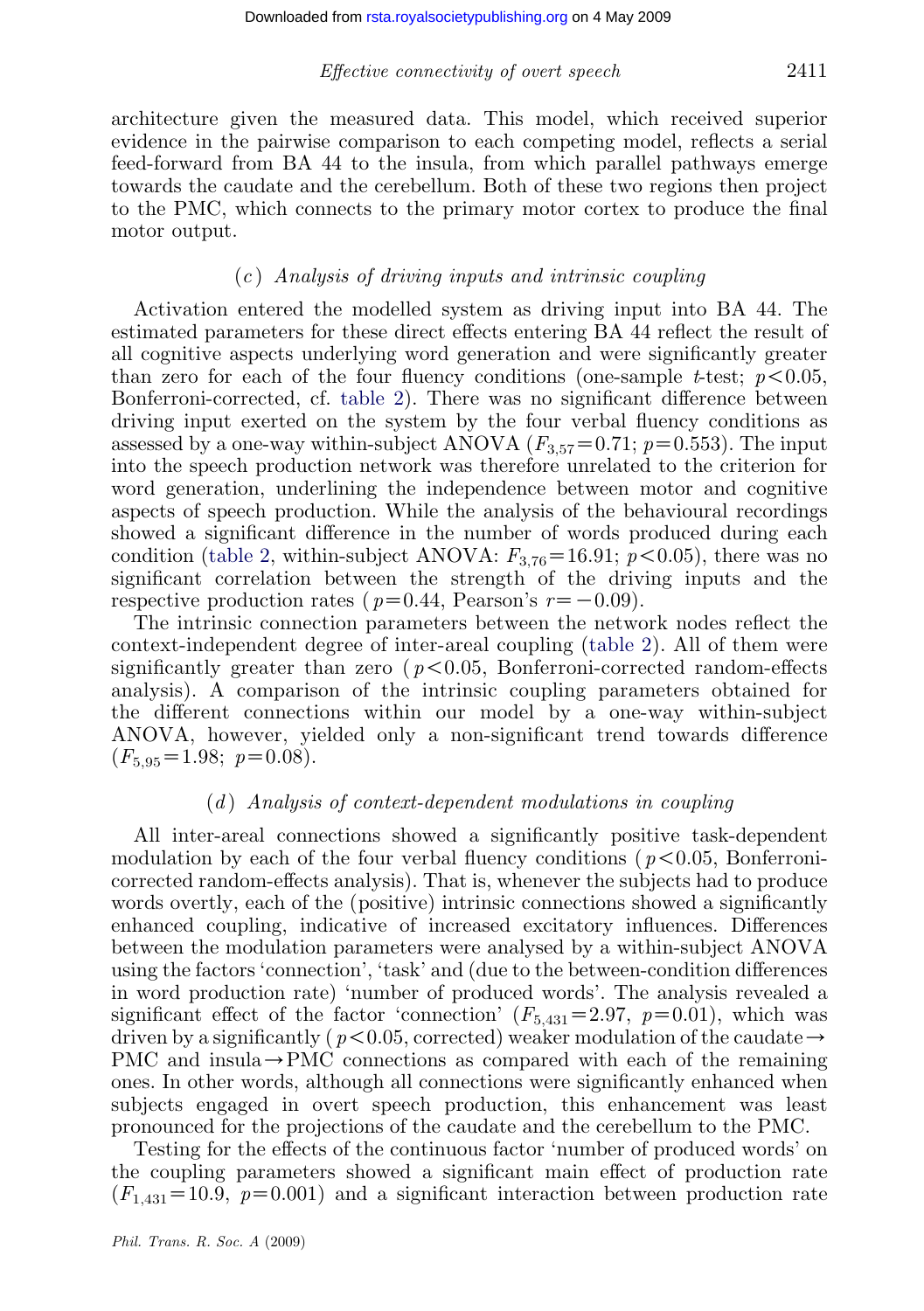architecture given the measured data. This model, which received superior evidence in the pairwise comparison to each competing model, reflects a serial feed-forward from BA 44 to the insula, from which parallel pathways emerge towards the caudate and the cerebellum. Both of these two regions then project to the PMC, which connects to the primary motor cortex to produce the final motor output.

### (c) *Analysis of driving inputs and intrinsic coupling*

Activation entered the modelled system as driving input into BA 44. The estimated parameters for these direct effects entering BA 44 reflect the result of all cognitive aspects underlying word generation and were significantly greater than zero for each of the four fluency conditions (one-sample $t$-test; $p<0.05$, Bonferroni-corrected, cf. table 2). There was no significant difference between driving input exerted on the system by the four verbal fluency conditions as assessed by a one-way within-subject ANOVA ($F_{3,57}=0.71$; $p=0.553$). The input into the speech production network was therefore unrelated to the criterion for word generation, underlining the independence between motor and cognitive aspects of speech production. While the analysis of the behavioural recordings showed a significant difference in the number of words produced during each condition (table 2, within-subject ANOVA: $F_{3,76}=16.91$; $p<0.05$), there was no significant correlation between the strength of the driving inputs and the respective production rates ($p=0.44$, Pearson's $r=-0.09$).

The intrinsic connection parameters between the network nodes reflect the context-independent degree of inter-areal coupling (table 2). All of them were significantly greater than zero ($p<0.05$, Bonferroni-corrected random-effects analysis). A comparison of the intrinsic coupling parameters obtained for the different connections within our model by a one-way within-subject ANOVA, however, yielded only a non-significant trend towards difference ($F_{5,95}=1.98$; $p=0.08$).

### (d) *Analysis of context-dependent modulations in coupling*

All inter-areal connections showed a significantly positive task-dependent modulation by each of the four verbal fluency conditions ($p<0.05$, Bonferroni-corrected random-effects analysis). That is, whenever the subjects had to produce words overtly, each of the (positive) intrinsic connections showed a significantly enhanced coupling, indicative of increased excitatory influences. Differences between the modulation parameters were analysed by a within-subject ANOVA using the factors 'connection', 'task' and (due to the between-condition differences in word production rate) 'number of produced words'. The analysis revealed a significant effect of the factor 'connection' ($F_{5,431}=2.97$, $p=0.01$), which was driven by a significantly ($p<0.05$, corrected) weaker modulation of the caudate→PMC and insula→PMC connections as compared with each of the remaining ones. In other words, although all connections were significantly enhanced when subjects engaged in overt speech production, this enhancement was least pronounced for the projections of the caudate and the cerebellum to the PMC.

Testing for the effects of the continuous factor 'number of produced words' on the coupling parameters showed a significant main effect of production rate ($F_{1,431}=10.9$, $p=0.001$) and a significant interaction between production rate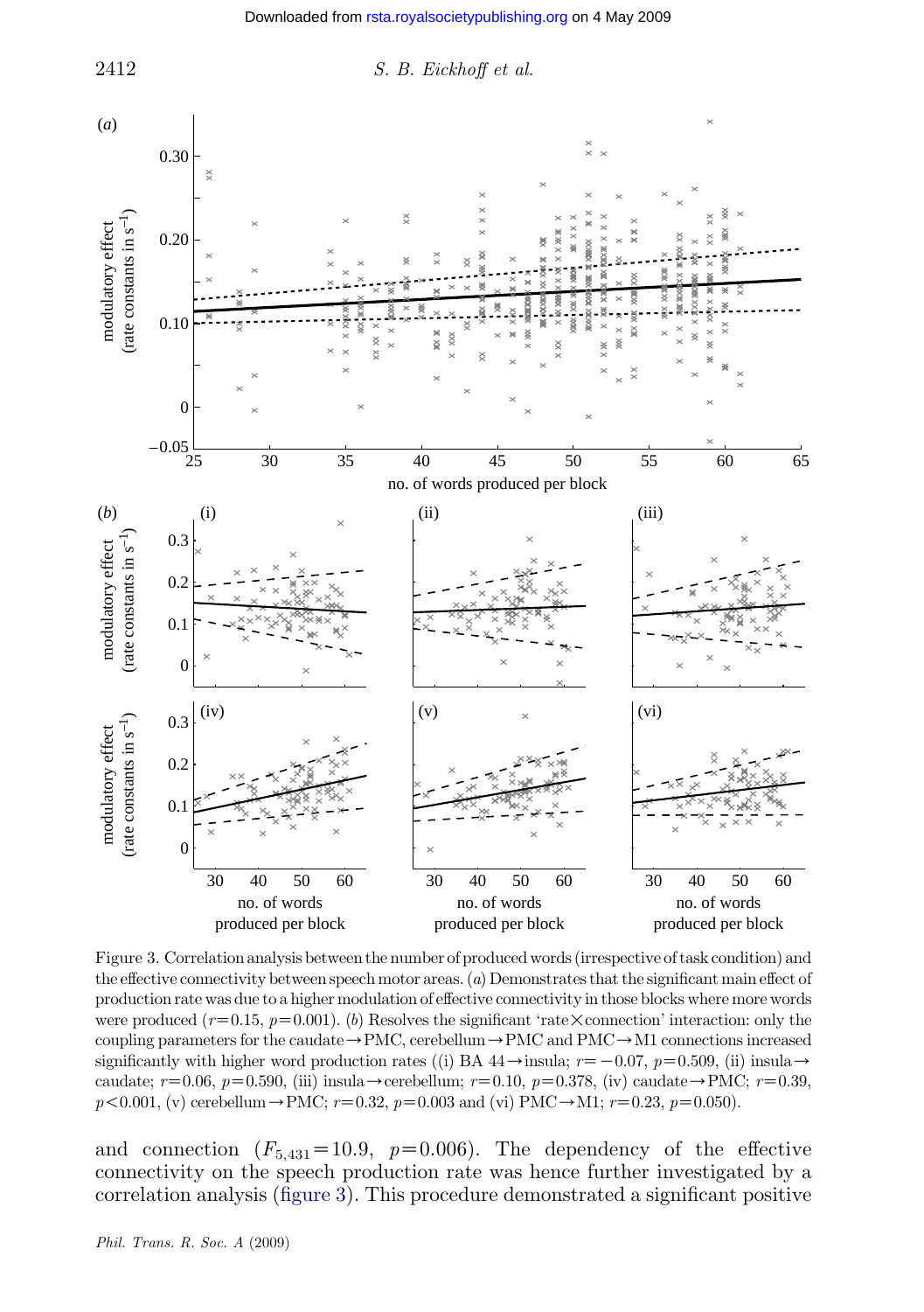Figure 3. Correlation analysis between the number of produced words (irrespective of task condition) and the effective connectivity between speech motor areas. (*a*) Demonstrates that the significant main effect of production rate was due to a higher modulation of effective connectivity in those blocks where more words were produced ($r=0.15$, $p=0.001$). (*b*) Resolves the significant 'rate × connection' interaction: only the coupling parameters for the caudate → PMC, cerebellum → PMC and PMC → M1 connections increased significantly with higher word production rates ((i) BA 44 → insula; $r=-0.07$, $p=0.509$, (ii) insula → caudate; $r=0.06$, $p=0.590$, (iii) insula → cerebellum; $r=0.10$, $p=0.378$, (iv) caudate → PMC; $r=0.39$, $p<0.001$, (v) cerebellum → PMC; $r=0.32$, $p=0.003$ and (vi) PMC → M1; $r=0.23$, $p=0.050$).

and connection ($F_{5,431}=10.9$, $p=0.006$). The dependency of the effective connectivity on the speech production rate was hence further investigated by a correlation analysis (figure 3). This procedure demonstrated a significant positive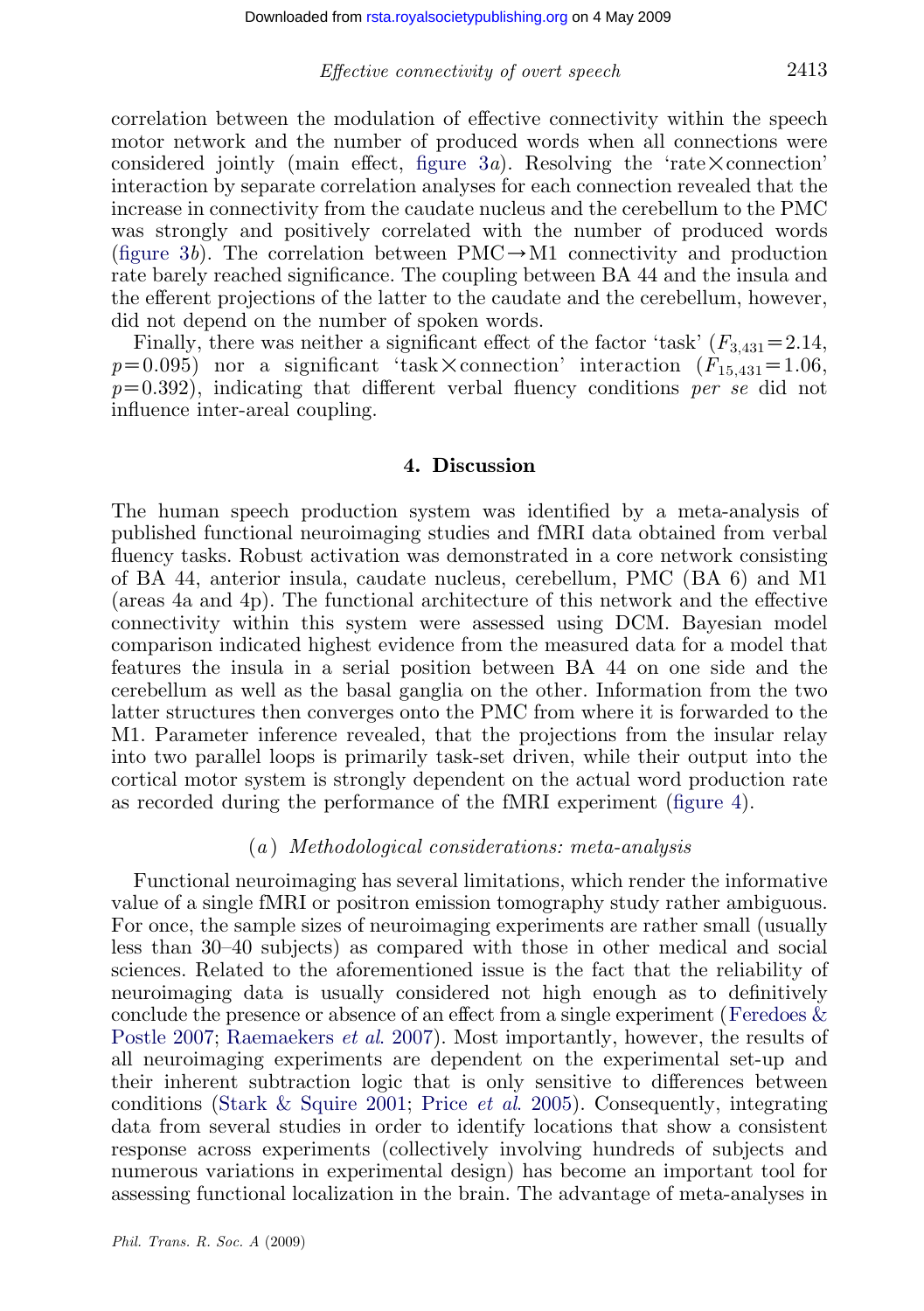correlation between the modulation of effective connectivity within the speech motor network and the number of produced words when all connections were considered jointly (main effect, figure 3*a*). Resolving the 'rate×connection' interaction by separate correlation analyses for each connection revealed that the increase in connectivity from the caudate nucleus and the cerebellum to the PMC was strongly and positively correlated with the number of produced words (figure 3*b*). The correlation between PMC→M1 connectivity and production rate barely reached significance. The coupling between BA 44 and the insula and the efferent projections of the latter to the caudate and the cerebellum, however, did not depend on the number of spoken words.

Finally, there was neither a significant effect of the factor 'task' ($F_{3,431}=2.14$, $p=0.095$) nor a significant 'task×connection' interaction ($F_{15,431}=1.06$, $p=0.392$), indicating that different verbal fluency conditions *per se* did not influence inter-areal coupling.

## 4. Discussion

The human speech production system was identified by a meta-analysis of published functional neuroimaging studies and fMRI data obtained from verbal fluency tasks. Robust activation was demonstrated in a core network consisting of BA 44, anterior insula, caudate nucleus, cerebellum, PMC (BA 6) and M1 (areas 4a and 4p). The functional architecture of this network and the effective connectivity within this system were assessed using DCM. Bayesian model comparison indicated highest evidence from the measured data for a model that features the insula in a serial position between BA 44 on one side and the cerebellum as well as the basal ganglia on the other. Information from the two latter structures then converges onto the PMC from where it is forwarded to the M1. Parameter inference revealed, that the projections from the insular relay into two parallel loops is primarily task-set driven, while their output into the cortical motor system is strongly dependent on the actual word production rate as recorded during the performance of the fMRI experiment (figure 4).

### (*a*) *Methodological considerations: meta-analysis*

Functional neuroimaging has several limitations, which render the informative value of a single fMRI or positron emission tomography study rather ambiguous. For once, the sample sizes of neuroimaging experiments are rather small (usually less than 30–40 subjects) as compared with those in other medical and social sciences. Related to the aforementioned issue is the fact that the reliability of neuroimaging data is usually considered not high enough as to definitively conclude the presence or absence of an effect from a single experiment (Feredoes & Postle 2007; Raemaekers *et al*. 2007). Most importantly, however, the results of all neuroimaging experiments are dependent on the experimental set-up and their inherent subtraction logic that is only sensitive to differences between conditions (Stark & Squire 2001; Price *et al*. 2005). Consequently, integrating data from several studies in order to identify locations that show a consistent response across experiments (collectively involving hundreds of subjects and numerous variations in experimental design) has become an important tool for assessing functional localization in the brain. The advantage of meta-analyses in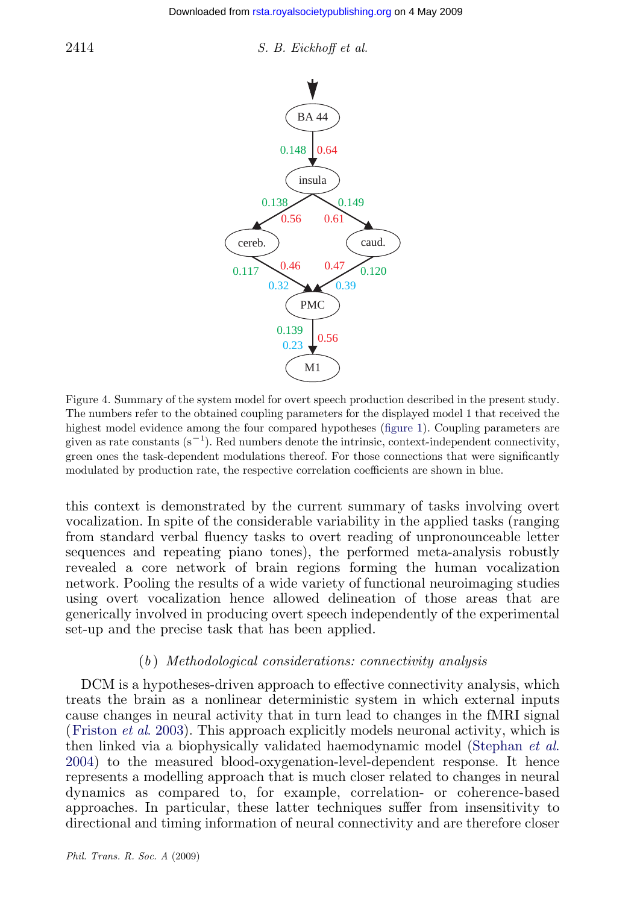Figure 4. Summary of the system model for overt speech production described in the present study. The numbers refer to the obtained coupling parameters for the displayed model 1 that received the highest model evidence among the four compared hypotheses (figure 1). Coupling parameters are given as rate constants ($s^{-1}$). Red numbers denote the intrinsic, context-independent connectivity, green ones the task-dependent modulations thereof. For those connections that were significantly modulated by production rate, the respective correlation coefficients are shown in blue.

this context is demonstrated by the current summary of tasks involving overt vocalization. In spite of the considerable variability in the applied tasks (ranging from standard verbal fluency tasks to overt reading of unpronounceable letter sequences and repeating piano tones), the performed meta-analysis robustly revealed a core network of brain regions forming the human vocalization network. Pooling the results of a wide variety of functional neuroimaging studies using overt vocalization hence allowed delineation of those areas that are generically involved in producing overt speech independently of the experimental set-up and the precise task that has been applied.

### (*b*) *Methodological considerations: connectivity analysis*

DCM is a hypotheses-driven approach to effective connectivity analysis, which treats the brain as a nonlinear deterministic system in which external inputs cause changes in neural activity that in turn lead to changes in the fMRI signal (Friston *et al.* 2003). This approach explicitly models neuronal activity, which is then linked via a biophysically validated haemodynamic model (Stephan *et al.* 2004) to the measured blood-oxygenation-level-dependent response. It hence represents a modelling approach that is much closer related to changes in neural dynamics as compared to, for example, correlation- or coherence-based approaches. In particular, these latter techniques suffer from insensitivity to directional and timing information of neural connectivity and are therefore closer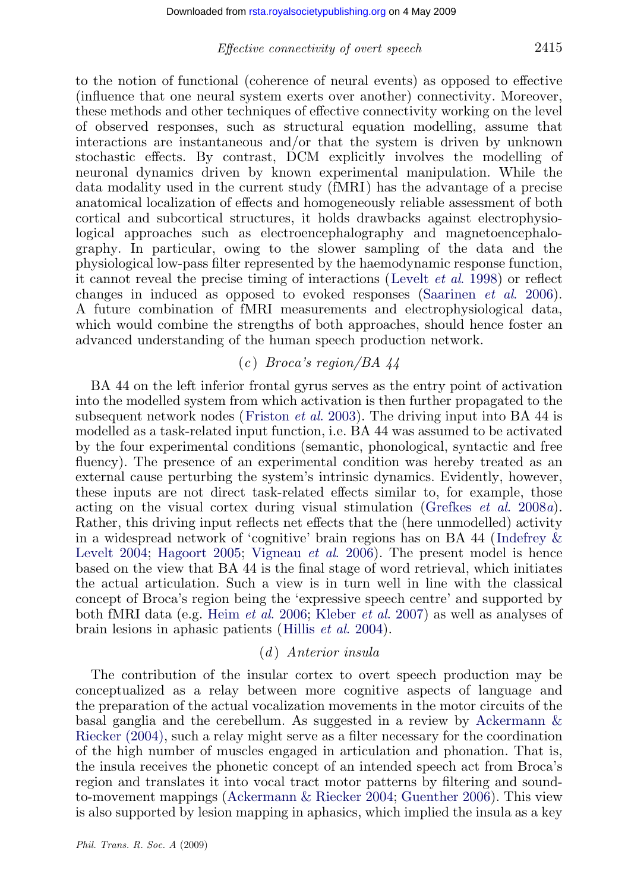to the notion of functional (coherence of neural events) as opposed to effective (influence that one neural system exerts over another) connectivity. Moreover, these methods and other techniques of effective connectivity working on the level of observed responses, such as structural equation modelling, assume that interactions are instantaneous and/or that the system is driven by unknown stochastic effects. By contrast, DCM explicitly involves the modelling of neuronal dynamics driven by known experimental manipulation. While the data modality used in the current study (fMRI) has the advantage of a precise anatomical localization of effects and homogeneously reliable assessment of both cortical and subcortical structures, it holds drawbacks against electrophysiological approaches such as electroencephalography and magnetoencephalography. In particular, owing to the slower sampling of the data and the physiological low-pass filter represented by the haemodynamic response function, it cannot reveal the precise timing of interactions (Levelt *et al.* 1998) or reflect changes in induced as opposed to evoked responses (Saarinen *et al.* 2006). A future combination of fMRI measurements and electrophysiological data, which would combine the strengths of both approaches, should hence foster an advanced understanding of the human speech production network.

### (*c*) *Broca's region/BA 44*

BA 44 on the left inferior frontal gyrus serves as the entry point of activation into the modelled system from which activation is then further propagated to the subsequent network nodes (Friston *et al.* 2003). The driving input into BA 44 is modelled as a task-related input function, i.e. BA 44 was assumed to be activated by the four experimental conditions (semantic, phonological, syntactic and free fluency). The presence of an experimental condition was hereby treated as an external cause perturbing the system's intrinsic dynamics. Evidently, however, these inputs are not direct task-related effects similar to, for example, those acting on the visual cortex during visual stimulation (Grefkes *et al.* 2008*a*). Rather, this driving input reflects net effects that the (here unmodelled) activity in a widespread network of 'cognitive' brain regions has on BA 44 (Indefrey & Levelt 2004; Hagoort 2005; Vigneau *et al.* 2006). The present model is hence based on the view that BA 44 is the final stage of word retrieval, which initiates the actual articulation. Such a view is in turn well in line with the classical concept of Broca's region being the 'expressive speech centre' and supported by both fMRI data (e.g. Heim *et al.* 2006; Kleber *et al.* 2007) as well as analyses of brain lesions in aphasic patients (Hillis *et al.* 2004).

### (*d*) *Anterior insula*

The contribution of the insular cortex to overt speech production may be conceptualized as a relay between more cognitive aspects of language and the preparation of the actual vocalization movements in the motor circuits of the basal ganglia and the cerebellum. As suggested in a review by Ackermann & Riecker (2004), such a relay might serve as a filter necessary for the coordination of the high number of muscles engaged in articulation and phonation. That is, the insula receives the phonetic concept of an intended speech act from Broca's region and translates it into vocal tract motor patterns by filtering and sound-to-movement mappings (Ackermann & Riecker 2004; Guenther 2006). This view is also supported by lesion mapping in aphasics, which implied the insula as a key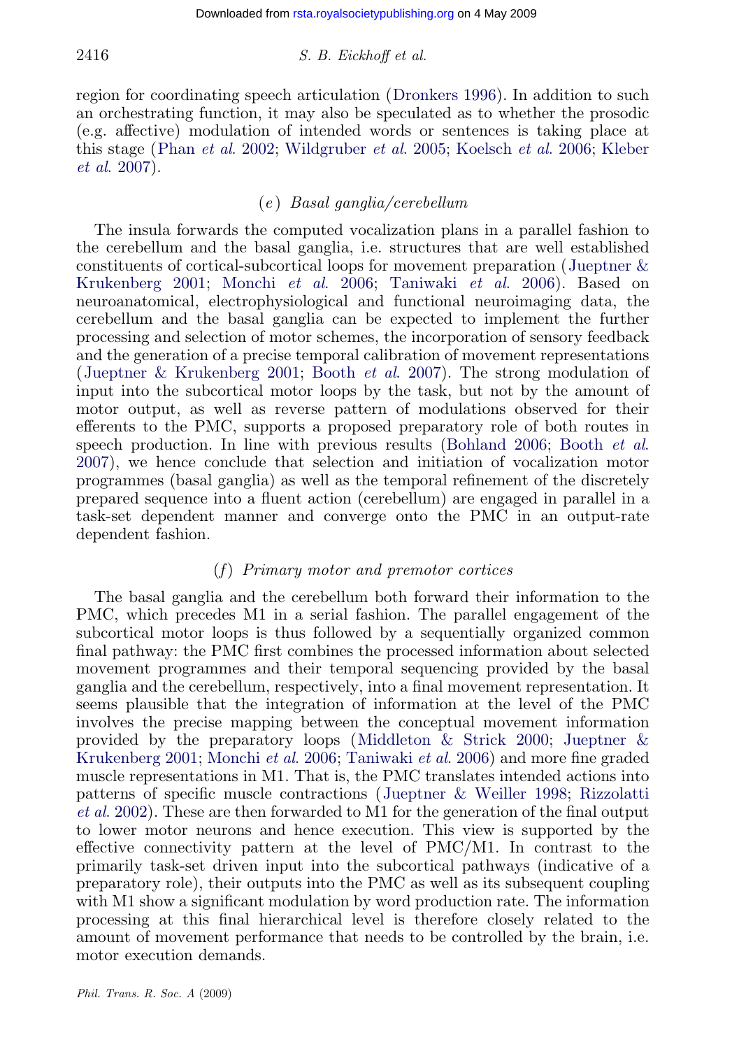region for coordinating speech articulation (Dronkers 1996). In addition to such an orchestrating function, it may also be speculated as to whether the prosodic (e.g. affective) modulation of intended words or sentences is taking place at this stage (Phan *et al.* 2002; Wildgruber *et al.* 2005; Koelsch *et al.* 2006; Kleber *et al.* 2007).

### (*e*) *Basal ganglia/cerebellum*

The insula forwards the computed vocalization plans in a parallel fashion to the cerebellum and the basal ganglia, i.e. structures that are well established constituents of cortical-subcortical loops for movement preparation (Jueptner & Krukenberg 2001; Monchi *et al.* 2006; Taniwaki *et al.* 2006). Based on neuroanatomical, electrophysiological and functional neuroimaging data, the cerebellum and the basal ganglia can be expected to implement the further processing and selection of motor schemes, the incorporation of sensory feedback and the generation of a precise temporal calibration of movement representations (Jueptner & Krukenberg 2001; Booth *et al.* 2007). The strong modulation of input into the subcortical motor loops by the task, but not by the amount of motor output, as well as reverse pattern of modulations observed for their efferents to the PMC, supports a proposed preparatory role of both routes in speech production. In line with previous results (Bohland 2006; Booth *et al.* 2007), we hence conclude that selection and initiation of vocalization motor programmes (basal ganglia) as well as the temporal refinement of the discretely prepared sequence into a fluent action (cerebellum) are engaged in parallel in a task-set dependent manner and converge onto the PMC in an output-rate dependent fashion.

### (*f*) *Primary motor and premotor cortices*

The basal ganglia and the cerebellum both forward their information to the PMC, which precedes M1 in a serial fashion. The parallel engagement of the subcortical motor loops is thus followed by a sequentially organized common final pathway: the PMC first combines the processed information about selected movement programmes and their temporal sequencing provided by the basal ganglia and the cerebellum, respectively, into a final movement representation. It seems plausible that the integration of information at the level of the PMC involves the precise mapping between the conceptual movement information provided by the preparatory loops (Middleton & Strick 2000; Jueptner & Krukenberg 2001; Monchi *et al.* 2006; Taniwaki *et al.* 2006) and more fine graded muscle representations in M1. That is, the PMC translates intended actions into patterns of specific muscle contractions (Jueptner & Weiller 1998; Rizzolatti *et al.* 2002). These are then forwarded to M1 for the generation of the final output to lower motor neurons and hence execution. This view is supported by the effective connectivity pattern at the level of PMC/M1. In contrast to the primarily task-set driven input into the subcortical pathways (indicative of a preparatory role), their outputs into the PMC as well as its subsequent coupling with M1 show a significant modulation by word production rate. The information processing at this final hierarchical level is therefore closely related to the amount of movement performance that needs to be controlled by the brain, i.e. motor execution demands.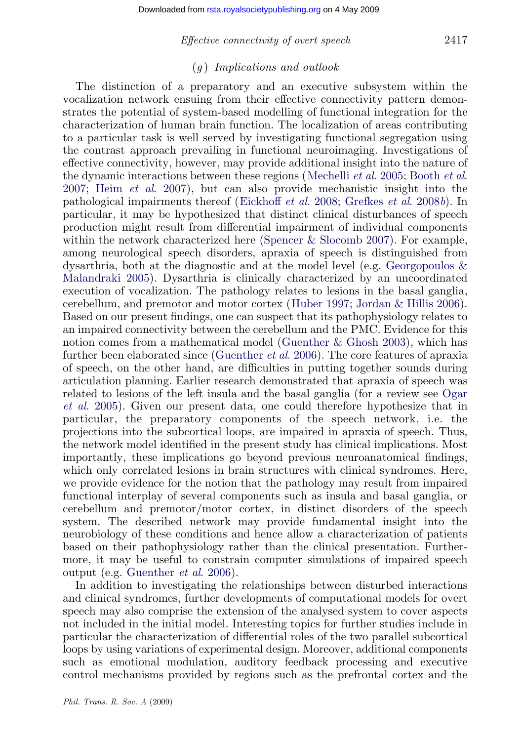### (g) Implications and outlook

The distinction of a preparatory and an executive subsystem within the vocalization network ensuing from their effective connectivity pattern demonstrates the potential of system-based modelling of functional integration for the characterization of human brain function. The localization of areas contributing to a particular task is well served by investigating functional segregation using the contrast approach prevailing in functional neuroimaging. Investigations of effective connectivity, however, may provide additional insight into the nature of the dynamic interactions between these regions (Mechelli *et al.* 2005; Booth *et al.* 2007; Heim *et al.* 2007), but can also provide mechanistic insight into the pathological impairments thereof (Eickhoff *et al.* 2008; Grefkes *et al.* 2008*b*). In particular, it may be hypothesized that distinct clinical disturbances of speech production might result from differential impairment of individual components within the network characterized here (Spencer & Slocomb 2007). For example, among neurological speech disorders, apraxia of speech is distinguished from dysarthria, both at the diagnostic and at the model level (e.g. Georgopoulos & Malandraki 2005). Dysarthria is clinically characterized by an uncoordinated execution of vocalization. The pathology relates to lesions in the basal ganglia, cerebellum, and premotor and motor cortex (Huber 1997; Jordan & Hillis 2006). Based on our present findings, one can suspect that its pathophysiology relates to an impaired connectivity between the cerebellum and the PMC. Evidence for this notion comes from a mathematical model (Guenther & Ghosh 2003), which has further been elaborated since (Guenther *et al.* 2006). The core features of apraxia of speech, on the other hand, are difficulties in putting together sounds during articulation planning. Earlier research demonstrated that apraxia of speech was related to lesions of the left insula and the basal ganglia (for a review see Ogar *et al.* 2005). Given our present data, one could therefore hypothesize that in particular, the preparatory components of the speech network, i.e. the projections into the subcortical loops, are impaired in apraxia of speech. Thus, the network model identified in the present study has clinical implications. Most importantly, these implications go beyond previous neuroanatomical findings, which only correlated lesions in brain structures with clinical syndromes. Here, we provide evidence for the notion that the pathology may result from impaired functional interplay of several components such as insula and basal ganglia, or cerebellum and premotor/motor cortex, in distinct disorders of the speech system. The described network may provide fundamental insight into the neurobiology of these conditions and hence allow a characterization of patients based on their pathophysiology rather than the clinical presentation. Furthermore, it may be useful to constrain computer simulations of impaired speech output (e.g. Guenther *et al.* 2006).

In addition to investigating the relationships between disturbed interactions and clinical syndromes, further developments of computational models for overt speech may also comprise the extension of the analysed system to cover aspects not included in the initial model. Interesting topics for further studies include in particular the characterization of differential roles of the two parallel subcortical loops by using variations of experimental design. Moreover, additional components such as emotional modulation, auditory feedback processing and executive control mechanisms provided by regions such as the prefrontal cortex and the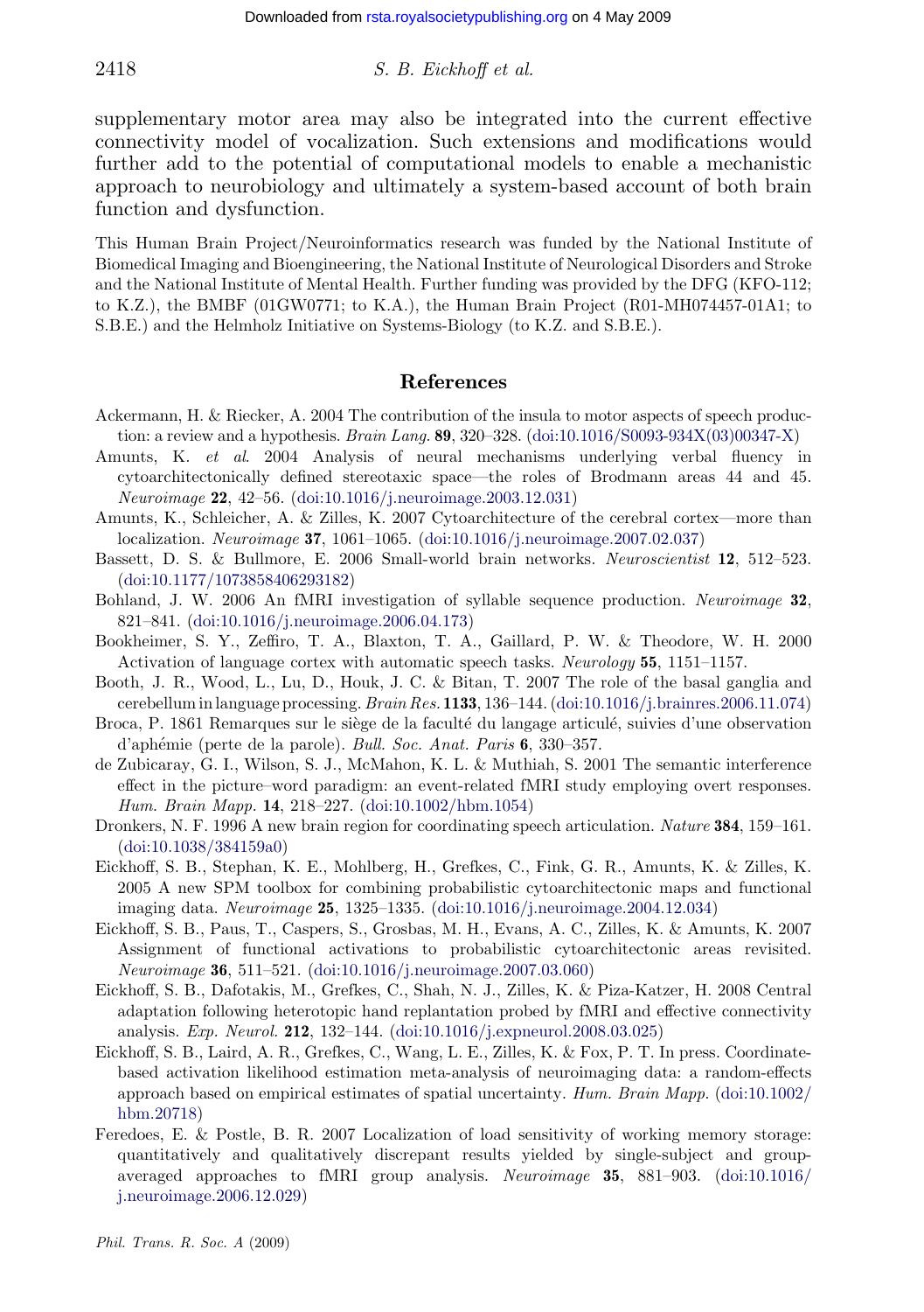supplementary motor area may also be integrated into the current effective connectivity model of vocalization. Such extensions and modifications would further add to the potential of computational models to enable a mechanistic approach to neurobiology and ultimately a system-based account of both brain function and dysfunction.

This Human Brain Project/Neuroinformatics research was funded by the National Institute of Biomedical Imaging and Bioengineering, the National Institute of Neurological Disorders and Stroke and the National Institute of Mental Health. Further funding was provided by the DFG (KFO-112; to K.Z.), the BMBF (01GW0771; to K.A.), the Human Brain Project (R01-MH074457-01A1; to S.B.E.) and the Helmholz Initiative on Systems-Biology (to K.Z. and S.B.E.).

## References

Ackermann, H. & Riecker, A. 2004 The contribution of the insula to motor aspects of speech production: a review and a hypothesis. *Brain Lang.* **89**, 320–328. (doi:10.1016/S0093-934X(03)00347-X)

Amunts, K. *et al*. 2004 Analysis of neural mechanisms underlying verbal fluency in cytoarchitectonically defined stereotaxic space—the roles of Brodmann areas 44 and 45. *Neuroimage* **22**, 42–56. (doi:10.1016/j.neuroimage.2003.12.031)

Amunts, K., Schleicher, A. & Zilles, K. 2007 Cytoarchitecture of the cerebral cortex—more than localization. *Neuroimage* **37**, 1061–1065. (doi:10.1016/j.neuroimage.2007.02.037)

Bassett, D. S. & Bullmore, E. 2006 Small-world brain networks. *Neuroscientist* **12**, 512–523. (doi:10.1177/1073858406293182)

Bohland, J. W. 2006 An fMRI investigation of syllable sequence production. *Neuroimage* **32**, 821–841. (doi:10.1016/j.neuroimage.2006.04.173)

Bookheimer, S. Y., Zeffiro, T. A., Blaxton, T. A., Gaillard, P. W. & Theodore, W. H. 2000 Activation of language cortex with automatic speech tasks. *Neurology* **55**, 1151–1157.

Booth, J. R., Wood, L., Lu, D., Houk, J. C. & Bitan, T. 2007 The role of the basal ganglia and cerebellum in language processing. *Brain Res.* **1133**, 136–144. (doi:10.1016/j.brainres.2006.11.074)

Broca, P. 1861 Remarques sur le siège de la faculté du langage articulé, suivies d'une observation d'aphémie (perte de la parole). *Bull. Soc. Anat. Paris* **6**, 330–357.

de Zubicaray, G. I., Wilson, S. J., McMahon, K. L. & Muthiah, S. 2001 The semantic interference effect in the picture–word paradigm: an event-related fMRI study employing overt responses. *Hum. Brain Mapp.* **14**, 218–227. (doi:10.1002/hbm.1054)

Dronkers, N. F. 1996 A new brain region for coordinating speech articulation. *Nature* **384**, 159–161. (doi:10.1038/384159a0)

Eickhoff, S. B., Stephan, K. E., Mohlberg, H., Grefkes, C., Fink, G. R., Amunts, K. & Zilles, K. 2005 A new SPM toolbox for combining probabilistic cytoarchitectonic maps and functional imaging data. *Neuroimage* **25**, 1325–1335. (doi:10.1016/j.neuroimage.2004.12.034)

Eickhoff, S. B., Paus, T., Caspers, S., Grosbas, M. H., Evans, A. C., Zilles, K. & Amunts, K. 2007 Assignment of functional activations to probabilistic cytoarchitectonic areas revisited. *Neuroimage* **36**, 511–521. (doi:10.1016/j.neuroimage.2007.03.060)

Eickhoff, S. B., Dafotakis, M., Grefkes, C., Shah, N. J., Zilles, K. & Piza-Katzer, H. 2008 Central adaptation following heterotopic hand replantation probed by fMRI and effective connectivity analysis. *Exp. Neurol.* **212**, 132–144. (doi:10.1016/j.expneurol.2008.03.025)

Eickhoff, S. B., Laird, A. R., Grefkes, C., Wang, L. E., Zilles, K. & Fox, P. T. In press. Coordinate-based activation likelihood estimation meta-analysis of neuroimaging data: a random-effects approach based on empirical estimates of spatial uncertainty. *Hum. Brain Mapp.* (doi:10.1002/hbm.20718)

Feredoes, E. & Postle, B. R. 2007 Localization of load sensitivity of working memory storage: quantitatively and qualitatively discrepant results yielded by single-subject and group-averaged approaches to fMRI group analysis. *Neuroimage* **35**, 881–903. (doi:10.1016/j.neuroimage.2006.12.029)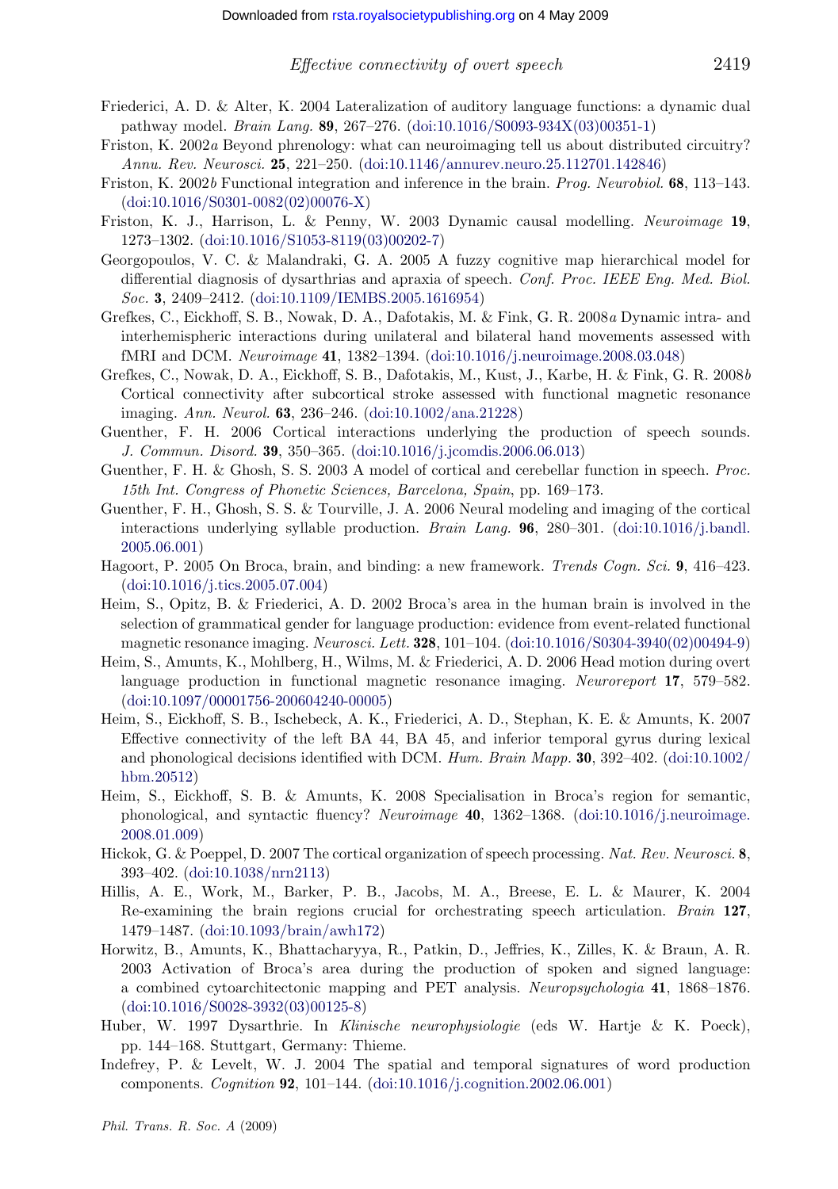Friederici, A. D. & Alter, K. 2004 Lateralization of auditory language functions: a dynamic dual pathway model. *Brain Lang.* **89**, 267–276. (doi:10.1016/S0093-934X(03)00351-1)

Friston, K. 2002*a* Beyond phrenology: what can neuroimaging tell us about distributed circuitry? *Annu. Rev. Neurosci.* **25**, 221–250. (doi:10.1146/annurev.neuro.25.112701.142846)

Friston, K. 2002*b* Functional integration and inference in the brain. *Prog. Neurobiol.* **68**, 113–143. (doi:10.1016/S0301-0082(02)00076-X)

Friston, K. J., Harrison, L. & Penny, W. 2003 Dynamic causal modelling. *Neuroimage* **19**, 1273–1302. (doi:10.1016/S1053-8119(03)00202-7)

Georgopoulos, V. C. & Malandraki, G. A. 2005 A fuzzy cognitive map hierarchical model for differential diagnosis of dysarthrias and apraxia of speech. *Conf. Proc. IEEE Eng. Med. Biol. Soc.* **3**, 2409–2412. (doi:10.1109/IEMBS.2005.1616954)

Grefkes, C., Eickhoff, S. B., Nowak, D. A., Dafotakis, M. & Fink, G. R. 2008*a* Dynamic intra- and interhemispheric interactions during unilateral and bilateral hand movements assessed with fMRI and DCM. *Neuroimage* **41**, 1382–1394. (doi:10.1016/j.neuroimage.2008.03.048)

Grefkes, C., Nowak, D. A., Eickhoff, S. B., Dafotakis, M., Kust, J., Karbe, H. & Fink, G. R. 2008*b* Cortical connectivity after subcortical stroke assessed with functional magnetic resonance imaging. *Ann. Neurol.* **63**, 236–246. (doi:10.1002/ana.21228)

Guenther, F. H. 2006 Cortical interactions underlying the production of speech sounds. *J. Commun. Disord.* **39**, 350–365. (doi:10.1016/j.jcomdis.2006.06.013)

Guenther, F. H. & Ghosh, S. S. 2003 A model of cortical and cerebellar function in speech. *Proc. 15th Int. Congress of Phonetic Sciences, Barcelona, Spain*, pp. 169–173.

Guenther, F. H., Ghosh, S. S. & Tourville, J. A. 2006 Neural modeling and imaging of the cortical interactions underlying syllable production. *Brain Lang.* **96**, 280–301. (doi:10.1016/j.bandl.2005.06.001)

Hagoort, P. 2005 On Broca, brain, and binding: a new framework. *Trends Cogn. Sci.* **9**, 416–423. (doi:10.1016/j.tics.2005.07.004)

Heim, S., Opitz, B. & Friederici, A. D. 2002 Broca's area in the human brain is involved in the selection of grammatical gender for language production: evidence from event-related functional magnetic resonance imaging. *Neurosci. Lett.* **328**, 101–104. (doi:10.1016/S0304-3940(02)00494-9)

Heim, S., Amunts, K., Mohlberg, H., Wilms, M. & Friederici, A. D. 2006 Head motion during overt language production in functional magnetic resonance imaging. *Neuroreport* **17**, 579–582. (doi:10.1097/00001756-200604240-00005)

Heim, S., Eickhoff, S. B., Ischebeck, A. K., Friederici, A. D., Stephan, K. E. & Amunts, K. 2007 Effective connectivity of the left BA 44, BA 45, and inferior temporal gyrus during lexical and phonological decisions identified with DCM. *Hum. Brain Mapp.* **30**, 392–402. (doi:10.1002/hbm.20512)

Heim, S., Eickhoff, S. B. & Amunts, K. 2008 Specialisation in Broca's region for semantic, phonological, and syntactic fluency? *Neuroimage* **40**, 1362–1368. (doi:10.1016/j.neuroimage.2008.01.009)

Hickok, G. & Poeppel, D. 2007 The cortical organization of speech processing. *Nat. Rev. Neurosci.* **8**, 393–402. (doi:10.1038/nrn2113)

Hillis, A. E., Work, M., Barker, P. B., Jacobs, M. A., Breese, E. L. & Maurer, K. 2004 Re-examining the brain regions crucial for orchestrating speech articulation. *Brain* **127**, 1479–1487. (doi:10.1093/brain/awh172)

Horwitz, B., Amunts, K., Bhattacharyya, R., Patkin, D., Jeffries, K., Zilles, K. & Braun, A. R. 2003 Activation of Broca's area during the production of spoken and signed language: a combined cytoarchitectonic mapping and PET analysis. *Neuropsychologia* **41**, 1868–1876. (doi:10.1016/S0028-3932(03)00125-8)

Huber, W. 1997 Dysarthrie. In *Klinische neurophysiologie* (eds W. Hartje & K. Poeck), pp. 144–168. Stuttgart, Germany: Thieme.

Indefrey, P. & Levelt, W. J. 2004 The spatial and temporal signatures of word production components. *Cognition* **92**, 101–144. (doi:10.1016/j.cognition.2002.06.001)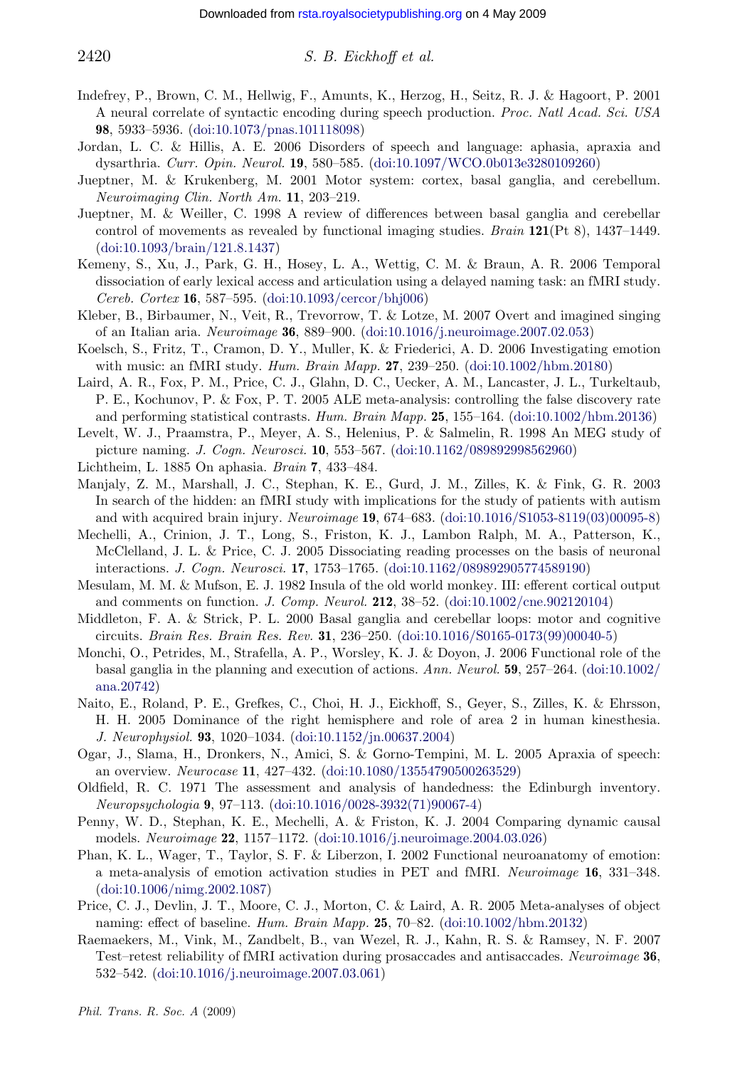Indefrey, P., Brown, C. M., Hellwig, F., Amunts, K., Herzog, H., Seitz, R. J. & Hagoort, P. 2001 A neural correlate of syntactic encoding during speech production. *Proc. Natl Acad. Sci. USA* **98**, 5933–5936. (doi:10.1073/pnas.101118098)

Jordan, L. C. & Hillis, A. E. 2006 Disorders of speech and language: aphasia, apraxia and dysarthria. *Curr. Opin. Neurol.* **19**, 580–585. (doi:10.1097/WCO.0b013e3280109260)

Jueptner, M. & Krukenberg, M. 2001 Motor system: cortex, basal ganglia, and cerebellum. *Neuroimaging Clin. North Am.* **11**, 203–219.

Jueptner, M. & Weiller, C. 1998 A review of differences between basal ganglia and cerebellar control of movements as revealed by functional imaging studies. *Brain* **121**(Pt 8), 1437–1449. (doi:10.1093/brain/121.8.1437)

Kemeny, S., Xu, J., Park, G. H., Hosey, L. A., Wettig, C. M. & Braun, A. R. 2006 Temporal dissociation of early lexical access and articulation using a delayed naming task: an fMRI study. *Cereb. Cortex* **16**, 587–595. (doi:10.1093/cercor/bhj006)

Kleber, B., Birbaumer, N., Veit, R., Trevorrow, T. & Lotze, M. 2007 Overt and imagined singing of an Italian aria. *Neuroimage* **36**, 889–900. (doi:10.1016/j.neuroimage.2007.02.053)

Koelsch, S., Fritz, T., Cramon, D. Y., Muller, K. & Friederici, A. D. 2006 Investigating emotion with music: an fMRI study. *Hum. Brain Mapp.* **27**, 239–250. (doi:10.1002/hbm.20180)

Laird, A. R., Fox, P. M., Price, C. J., Glahn, D. C., Uecker, A. M., Lancaster, J. L., Turkeltaub, P. E., Kochunov, P. & Fox, P. T. 2005 ALE meta-analysis: controlling the false discovery rate and performing statistical contrasts. *Hum. Brain Mapp.* **25**, 155–164. (doi:10.1002/hbm.20136)

Levelt, W. J., Praamstra, P., Meyer, A. S., Helenius, P. & Salmelin, R. 1998 An MEG study of picture naming. *J. Cogn. Neurosci.* **10**, 553–567. (doi:10.1162/089892998562960)

Lichtheim, L. 1885 On aphasia. *Brain* **7**, 433–484.

Manjaly, Z. M., Marshall, J. C., Stephan, K. E., Gurd, J. M., Zilles, K. & Fink, G. R. 2003 In search of the hidden: an fMRI study with implications for the study of patients with autism and with acquired brain injury. *Neuroimage* **19**, 674–683. (doi:10.1016/S1053-8119(03)00095-8)

Mechelli, A., Crinion, J. T., Long, S., Friston, K. J., Lambon Ralph, M. A., Patterson, K., McClelland, J. L. & Price, C. J. 2005 Dissociating reading processes on the basis of neuronal interactions. *J. Cogn. Neurosci.* **17**, 1753–1765. (doi:10.1162/089892905774589190)

Mesulam, M. M. & Mufson, E. J. 1982 Insula of the old world monkey. III: efferent cortical output and comments on function. *J. Comp. Neurol.* **212**, 38–52. (doi:10.1002/cne.902120104)

Middleton, F. A. & Strick, P. L. 2000 Basal ganglia and cerebellar loops: motor and cognitive circuits. *Brain Res. Brain Res. Rev.* **31**, 236–250. (doi:10.1016/S0165-0173(99)00040-5)

Monchi, O., Petrides, M., Strafella, A. P., Worsley, K. J. & Doyon, J. 2006 Functional role of the basal ganglia in the planning and execution of actions. *Ann. Neurol.* **59**, 257–264. (doi:10.1002/ana.20742)

Naito, E., Roland, P. E., Grefkes, C., Choi, H. J., Eickhoff, S., Geyer, S., Zilles, K. & Ehrsson, H. H. 2005 Dominance of the right hemisphere and role of area 2 in human kinesthesia. *J. Neurophysiol.* **93**, 1020–1034. (doi:10.1152/jn.00637.2004)

Ogar, J., Slama, H., Dronkers, N., Amici, S. & Gorno-Tempini, M. L. 2005 Apraxia of speech: an overview. *Neurocase* **11**, 427–432. (doi:10.1080/13554790500263529)

Oldfield, R. C. 1971 The assessment and analysis of handedness: the Edinburgh inventory. *Neuropsychologia* **9**, 97–113. (doi:10.1016/0028-3932(71)90067-4)

Penny, W. D., Stephan, K. E., Mechelli, A. & Friston, K. J. 2004 Comparing dynamic causal models. *Neuroimage* **22**, 1157–1172. (doi:10.1016/j.neuroimage.2004.03.026)

Phan, K. L., Wager, T., Taylor, S. F. & Liberzon, I. 2002 Functional neuroanatomy of emotion: a meta-analysis of emotion activation studies in PET and fMRI. *Neuroimage* **16**, 331–348. (doi:10.1006/nimg.2002.1087)

Price, C. J., Devlin, J. T., Moore, C. J., Morton, C. & Laird, A. R. 2005 Meta-analyses of object naming: effect of baseline. *Hum. Brain Mapp.* **25**, 70–82. (doi:10.1002/hbm.20132)

Raemaekers, M., Vink, M., Zandbelt, B., van Wezel, R. J., Kahn, R. S. & Ramsey, N. F. 2007 Test–retest reliability of fMRI activation during prosaccades and antisaccades. *Neuroimage* **36**, 532–542. (doi:10.1016/j.neuroimage.2007.03.061)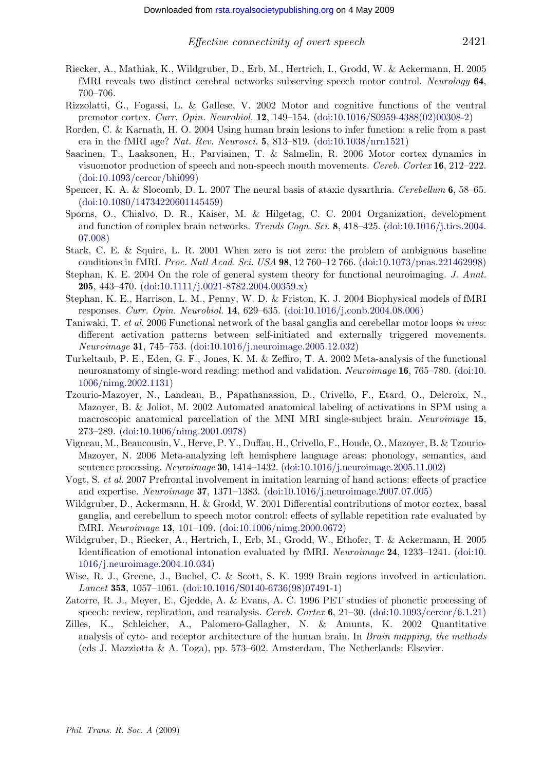Riecker, A., Mathiak, K., Wildgruber, D., Erb, M., Hertrich, I., Grodd, W. & Ackermann, H. 2005 fMRI reveals two distinct cerebral networks subserving speech motor control. *Neurology* **64**, 700–706.

Rizzolatti, G., Fogassi, L. & Gallese, V. 2002 Motor and cognitive functions of the ventral premotor cortex. *Curr. Opin. Neurobiol.* **12**, 149–154. (doi:10.1016/S0959-4388(02)00308-2)

Rorden, C. & Karnath, H. O. 2004 Using human brain lesions to infer function: a relic from a past era in the fMRI age? *Nat. Rev. Neurosci.* **5**, 813–819. (doi:10.1038/nrn1521)

Saarinen, T., Laaksonen, H., Parviainen, T. & Salmelin, R. 2006 Motor cortex dynamics in visuomotor production of speech and non-speech mouth movements. *Cereb. Cortex* **16**, 212–222. (doi:10.1093/cercor/bhi099)

Spencer, K. A. & Slocomb, D. L. 2007 The neural basis of ataxic dysarthria. *Cerebellum* **6**, 58–65. (doi:10.1080/14734220601145459)

Sporns, O., Chialvo, D. R., Kaiser, M. & Hilgetag, C. C. 2004 Organization, development and function of complex brain networks. *Trends Cogn. Sci.* **8**, 418–425. (doi:10.1016/j.tics.2004.07.008)

Stark, C. E. & Squire, L. R. 2001 When zero is not zero: the problem of ambiguous baseline conditions in fMRI. *Proc. Natl Acad. Sci. USA* **98**, 12 760–12 766. (doi:10.1073/pnas.221462998)

Stephan, K. E. 2004 On the role of general system theory for functional neuroimaging. *J. Anat.* **205**, 443–470. (doi:10.1111/j.0021-8782.2004.00359.x)

Stephan, K. E., Harrison, L. M., Penny, W. D. & Friston, K. J. 2004 Biophysical models of fMRI responses. *Curr. Opin. Neurobiol.* **14**, 629–635. (doi:10.1016/j.conb.2004.08.006)

Taniwaki, T. *et al.* 2006 Functional network of the basal ganglia and cerebellar motor loops *in vivo*: different activation patterns between self-initiated and externally triggered movements. *Neuroimage* **31**, 745–753. (doi:10.1016/j.neuroimage.2005.12.032)

Turkeltaub, P. E., Eden, G. F., Jones, K. M. & Zeffiro, T. A. 2002 Meta-analysis of the functional neuroanatomy of single-word reading: method and validation. *Neuroimage* **16**, 765–780. (doi:10.1006/nimg.2002.1131)

Tzourio-Mazoyer, N., Landeau, B., Papathanassiou, D., Crivello, F., Etard, O., Delcroix, N., Mazoyer, B. & Joliot, M. 2002 Automated anatomical labeling of activations in SPM using a macroscopic anatomical parcellation of the MNI MRI single-subject brain. *Neuroimage* **15**, 273–289. (doi:10.1006/nimg.2001.0978)

Vigneau, M., Beaucousin, V., Herve, P. Y., Duffau, H., Crivello, F., Houde, O., Mazoyer, B. & Tzourio-Mazoyer, N. 2006 Meta-analyzing left hemisphere language areas: phonology, semantics, and sentence processing. *Neuroimage* **30**, 1414–1432. (doi:10.1016/j.neuroimage.2005.11.002)

Vogt, S. *et al.* 2007 Prefrontal involvement in imitation learning of hand actions: effects of practice and expertise. *Neuroimage* **37**, 1371–1383. (doi:10.1016/j.neuroimage.2007.07.005)

Wildgruber, D., Ackermann, H. & Grodd, W. 2001 Differential contributions of motor cortex, basal ganglia, and cerebellum to speech motor control: effects of syllable repetition rate evaluated by fMRI. *Neuroimage* **13**, 101–109. (doi:10.1006/nimg.2000.0672)

Wildgruber, D., Riecker, A., Hertrich, I., Erb, M., Grodd, W., Ethofer, T. & Ackermann, H. 2005 Identification of emotional intonation evaluated by fMRI. *Neuroimage* **24**, 1233–1241. (doi:10.1016/j.neuroimage.2004.10.034)

Wise, R. J., Greene, J., Buchel, C. & Scott, S. K. 1999 Brain regions involved in articulation. *Lancet* **353**, 1057–1061. (doi:10.1016/S0140-6736(98)07491-1)

Zatorre, R. J., Meyer, E., Gjedde, A. & Evans, A. C. 1996 PET studies of phonetic processing of speech: review, replication, and reanalysis. *Cereb. Cortex* **6**, 21–30. (doi:10.1093/cercor/6.1.21)

Zilles, K., Schleicher, A., Palomero-Gallagher, N. & Amunts, K. 2002 Quantitative analysis of cyto- and receptor architecture of the human brain. In *Brain mapping, the methods* (eds J. Mazziotta & A. Toga), pp. 573–602. Amsterdam, The Netherlands: Elsevier.